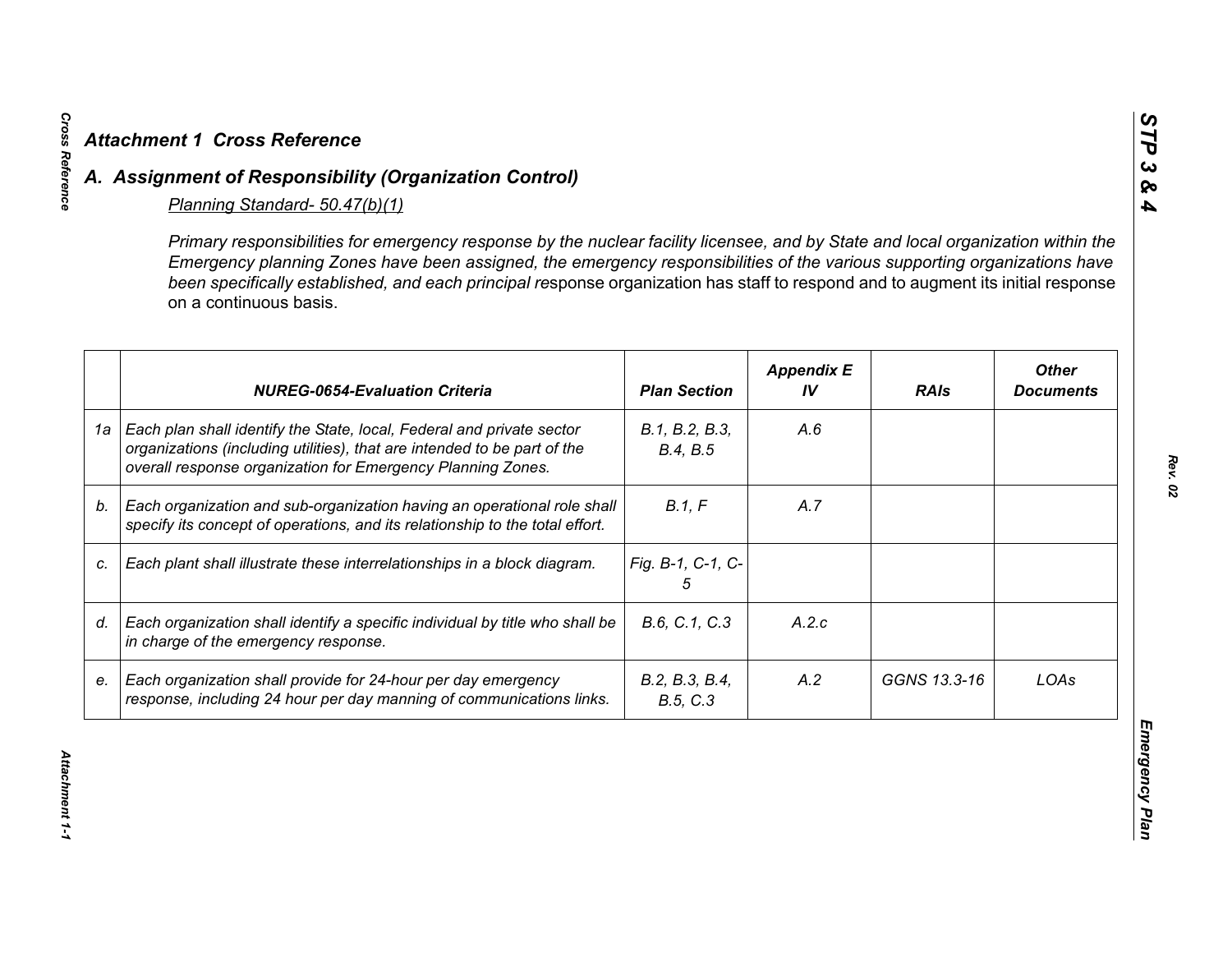## *Attachment 1 Cross Reference*

## *A. Assignment of Responsibility (Organization Control)*

*Planning Standard- 50.47(b)(1)*

*Primary responsibilities for emergency response by the nuclear facility licensee, and by State and local organization within the Emergency planning Zones have been assigned, the emergency responsibilities of the various supporting organizations have been specifically established, and each principal re*sponse organization has staff to respond and to augment its initial response on a continuous basis.

| | ***NUREG-0654-Evaluation Criteria*** | ***Plan Section*** | ***Appendix E IV*** | ***RAIs*** | ***Other Documents*** |
|---|---|---|---|---|---|
| *1a* | *Each plan shall identify the State, local, Federal and private sector organizations (including utilities), that are intended to be part of the overall response organization for Emergency Planning Zones.* | *B.1, B.2, B.3, B.4, B.5* | *A.6* | | |
| *b.* | *Each organization and sub-organization having an operational role shall specify its concept of operations, and its relationship to the total effort.* | *B.1, F* | *A.7* | | |
| *c.* | *Each plant shall illustrate these interrelationships in a block diagram.* | *Fig. B-1, C-1, C-5* | | | |
| *d.* | *Each organization shall identify a specific individual by title who shall be in charge of the emergency response.* | *B.6, C.1, C.3* | *A.2.c* | | |
| *e.* | *Each organization shall provide for 24-hour per day emergency response, including 24 hour per day manning of communications links.* | *B.2, B.3, B.4, B.5, C.3* | *A.2* | *GGNS 13.3-16* | *LOAs* |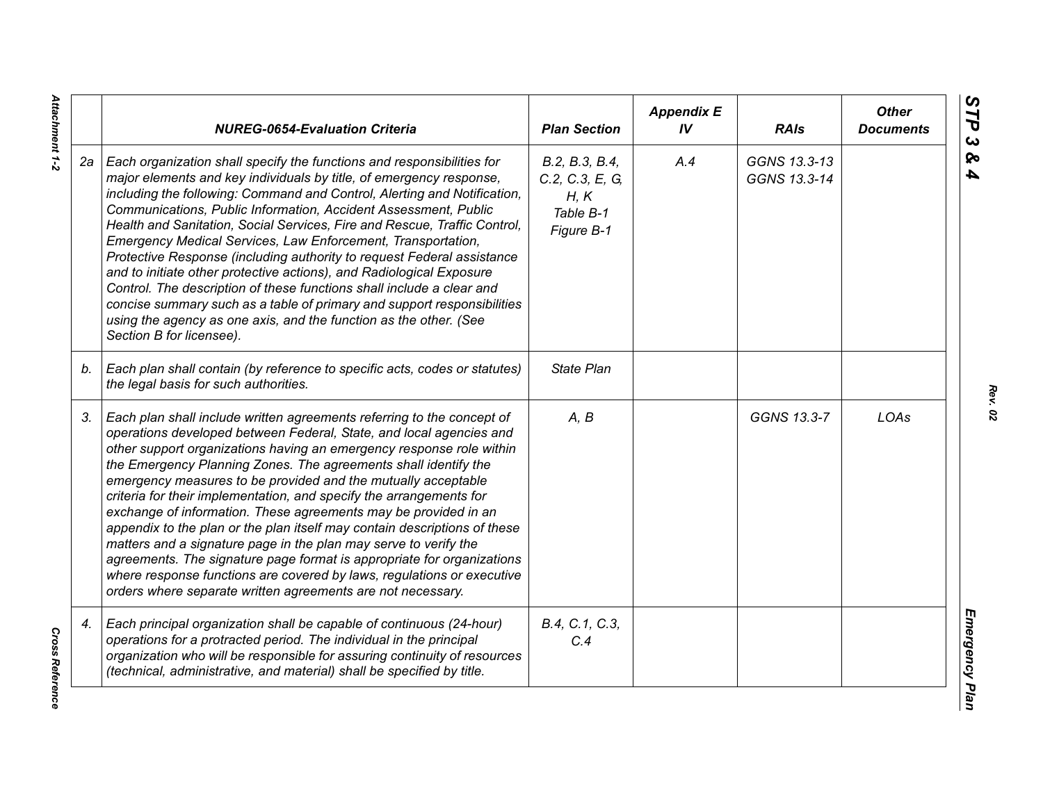|  | NUREG-0654-Evaluation Criteria | Plan Section | Appendix E IV | RAIs | Other Documents |
|---|---|---|---|---|---|
| 2a | Each organization shall specify the functions and responsibilities for major elements and key individuals by title, of emergency response, including the following: Command and Control, Alerting and Notification, Communications, Public Information, Accident Assessment, Public Health and Sanitation, Social Services, Fire and Rescue, Traffic Control, Emergency Medical Services, Law Enforcement, Transportation, Protective Response (including authority to request Federal assistance and to initiate other protective actions), and Radiological Exposure Control. The description of these functions shall include a clear and concise summary such as a table of primary and support responsibilities using the agency as one axis, and the function as the other. (See Section B for licensee). | B.2, B.3, B.4, C.2, C.3, E, G, H, K<br>Table B-1<br>Figure B-1 | A.4 | GGNS 13.3-13<br>GGNS 13.3-14 |  |
| b. | Each plan shall contain (by reference to specific acts, codes or statutes) the legal basis for such authorities. | State Plan |  |  |  |
| 3. | Each plan shall include written agreements referring to the concept of operations developed between Federal, State, and local agencies and other support organizations having an emergency response role within the Emergency Planning Zones. The agreements shall identify the emergency measures to be provided and the mutually acceptable criteria for their implementation, and specify the arrangements for exchange of information. These agreements may be provided in an appendix to the plan or the plan itself may contain descriptions of these matters and a signature page in the plan may serve to verify the agreements. The signature page format is appropriate for organizations where response functions are covered by laws, regulations or executive orders where separate written agreements are not necessary. | A, B |  | GGNS 13.3-7 | LOAs |
| 4. | Each principal organization shall be capable of continuous (24-hour) operations for a protracted period. The individual in the principal organization who will be responsible for assuring continuity of resources (technical, administrative, and material) shall be specified by title. | B.4, C.1, C.3, C.4 |  |  |  |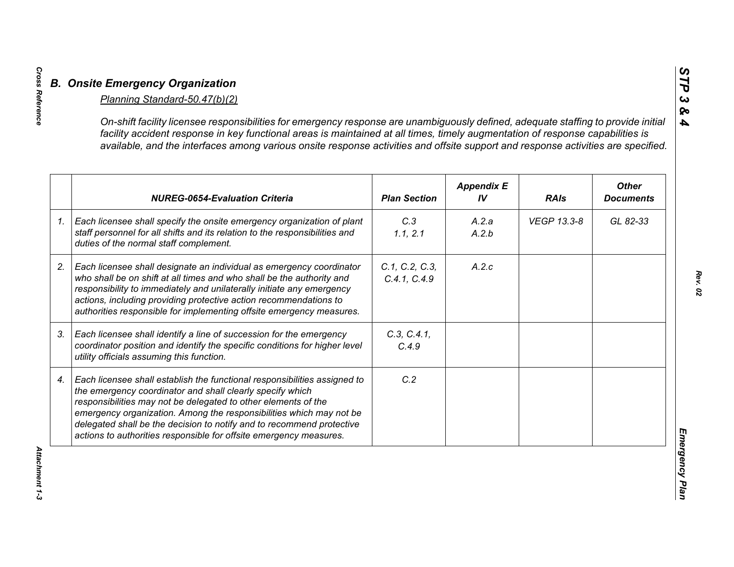## *B. Onsite Emergency Organization*

*Planning Standard-50.47(b)(2)*

*On-shift facility licensee responsibilities for emergency response are unambiguously defined, adequate staffing to provide initial facility accident response in key functional areas is maintained at all times, timely augmentation of response capabilities is available, and the interfaces among various onsite response activities and offsite support and response activities are specified.*

| | *NUREG-0654-Evaluation Criteria* | *Plan Section* | *Appendix E IV* | *RAIs* | *Other Documents* |
|---|---|---|---|---|---|
| *1.* | *Each licensee shall specify the onsite emergency organization of plant staff personnel for all shifts and its relation to the responsibilities and duties of the normal staff complement.* | *C.3 1.1, 2.1* | *A.2.a A.2.b* | *VEGP 13.3-8* | *GL 82-33* |
| *2.* | *Each licensee shall designate an individual as emergency coordinator who shall be on shift at all times and who shall be the authority and responsibility to immediately and unilaterally initiate any emergency actions, including providing protective action recommendations to authorities responsible for implementing offsite emergency measures.* | *C.1, C.2, C.3, C.4.1, C.4.9* | *A.2.c* | | |
| *3.* | *Each licensee shall identify a line of succession for the emergency coordinator position and identify the specific conditions for higher level utility officials assuming this function.* | *C.3, C.4.1, C.4.9* | | | |
| *4.* | *Each licensee shall establish the functional responsibilities assigned to the emergency coordinator and shall clearly specify which responsibilities may not be delegated to other elements of the emergency organization. Among the responsibilities which may not be delegated shall be the decision to notify and to recommend protective actions to authorities responsible for offsite emergency measures.* | *C.2* | | | |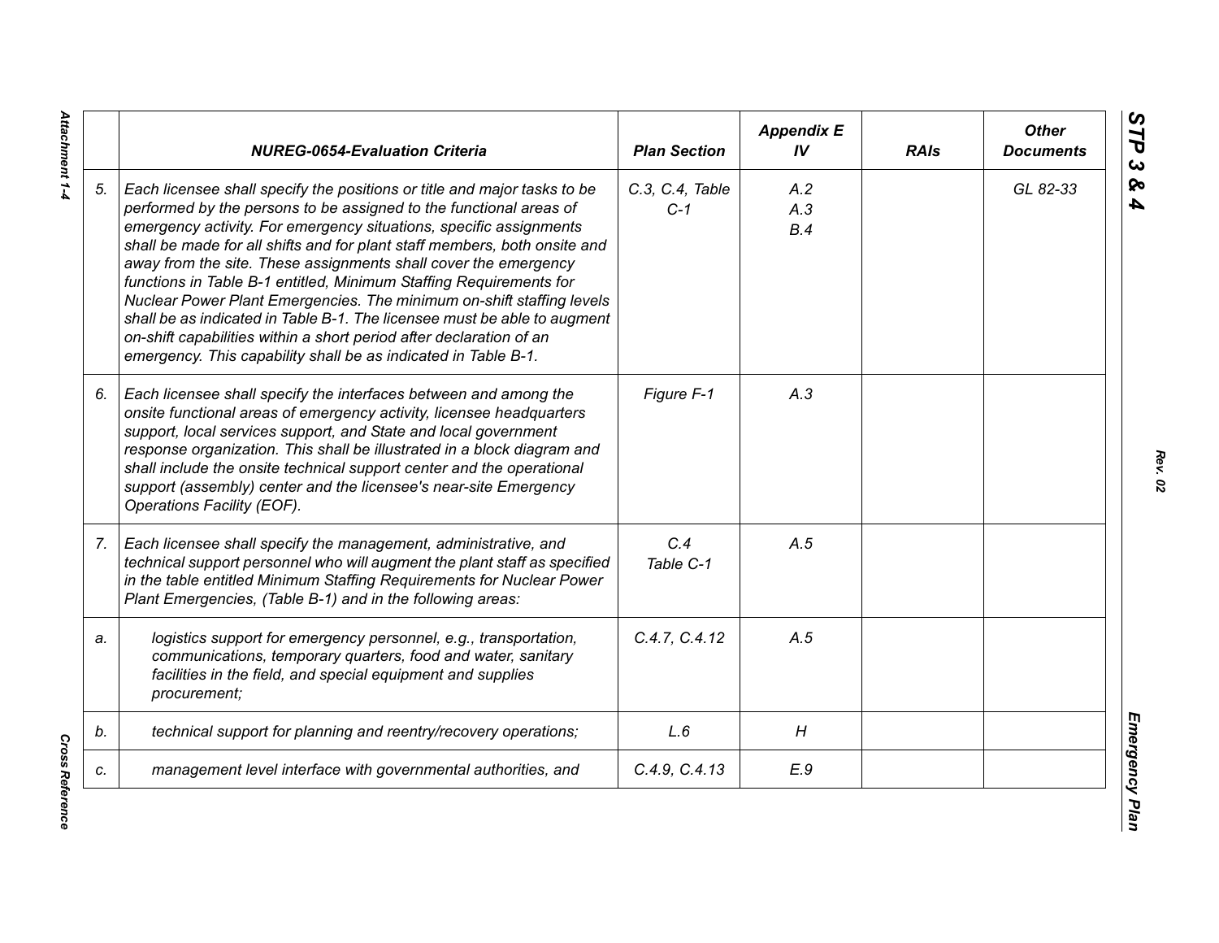| | NUREG-0654-Evaluation Criteria | Plan Section | Appendix E IV | RAIs | Other Documents |
|---|---|---|---|---|---|
| 5. | *Each licensee shall specify the positions or title and major tasks to be performed by the persons to be assigned to the functional areas of emergency activity. For emergency situations, specific assignments shall be made for all shifts and for plant staff members, both onsite and away from the site. These assignments shall cover the emergency functions in Table B-1 entitled, Minimum Staffing Requirements for Nuclear Power Plant Emergencies. The minimum on-shift staffing levels shall be as indicated in Table B-1. The licensee must be able to augment on-shift capabilities within a short period after declaration of an emergency. This capability shall be as indicated in Table B-1.* | C.3, C.4, Table C-1 | A.2<br>A.3<br>B.4 | | GL 82-33 |
| 6. | *Each licensee shall specify the interfaces between and among the onsite functional areas of emergency activity, licensee headquarters support, local services support, and State and local government response organization. This shall be illustrated in a block diagram and shall include the onsite technical support center and the operational support (assembly) center and the licensee's near-site Emergency Operations Facility (EOF).* | Figure F-1 | A.3 | | |
| 7. | *Each licensee shall specify the management, administrative, and technical support personnel who will augment the plant staff as specified in the table entitled Minimum Staffing Requirements for Nuclear Power Plant Emergencies, (Table B-1) and in the following areas:* | C.4<br>Table C-1 | A.5 | | |
| a. | *logistics support for emergency personnel, e.g., transportation, communications, temporary quarters, food and water, sanitary facilities in the field, and special equipment and supplies procurement;* | C.4.7, C.4.12 | A.5 | | |
| b. | *technical support for planning and reentry/recovery operations;* | L.6 | H | | |
| c. | *management level interface with governmental authorities, and* | C.4.9, C.4.13 | E.9 | | |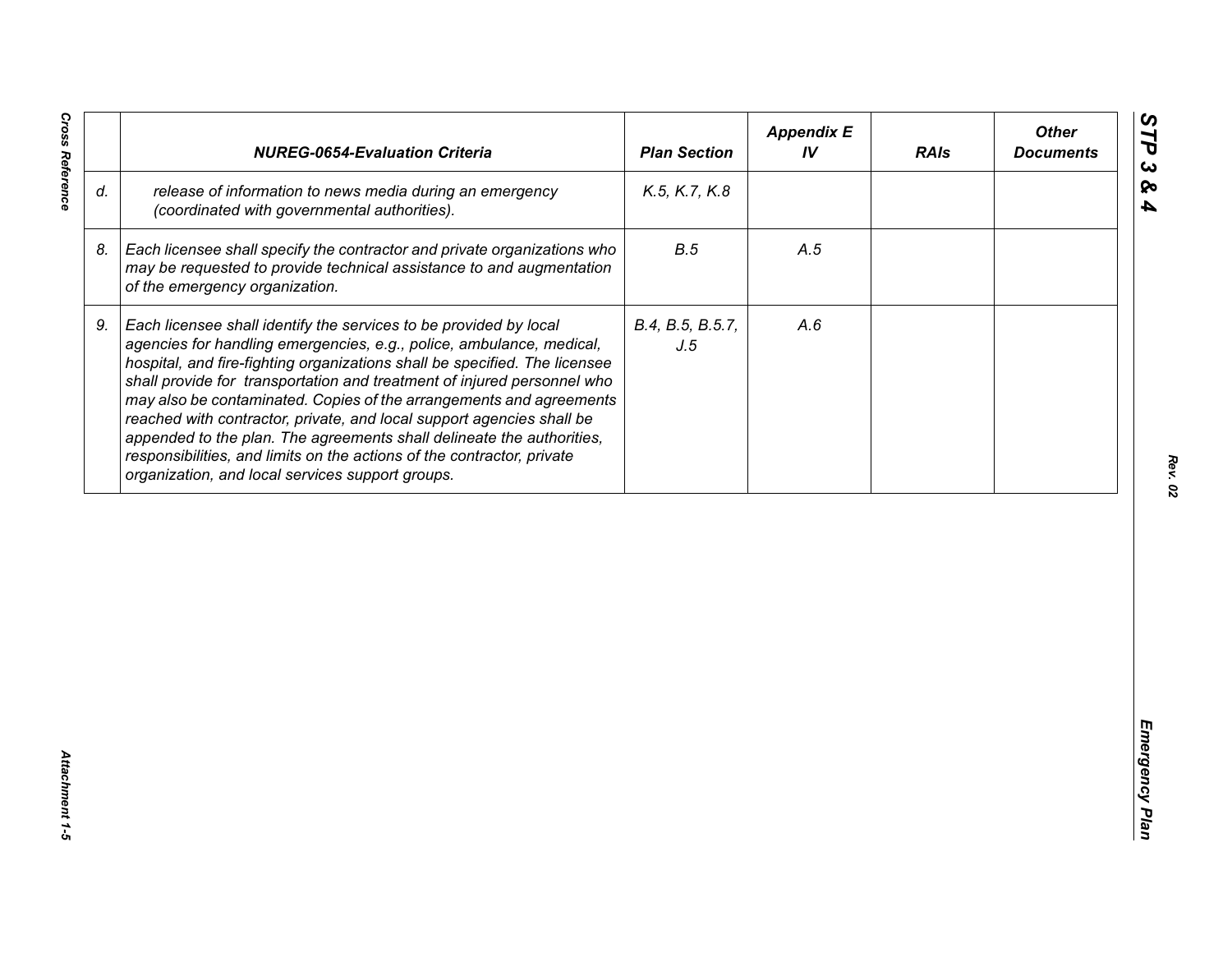|  | NUREG-0654-Evaluation Criteria | Plan Section | Appendix E IV | RAIs | Other Documents |
|---|---|---|---|---|---|
| d. | *release of information to news media during an emergency (coordinated with governmental authorities).* | K.5, K.7, K.8 |  |  |  |
| 8. | *Each licensee shall specify the contractor and private organizations who may be requested to provide technical assistance to and augmentation of the emergency organization.* | B.5 | A.5 |  |  |
| 9. | *Each licensee shall identify the services to be provided by local agencies for handling emergencies, e.g., police, ambulance, medical, hospital, and fire-fighting organizations shall be specified. The licensee shall provide for transportation and treatment of injured personnel who may also be contaminated. Copies of the arrangements and agreements reached with contractor, private, and local support agencies shall be appended to the plan. The agreements shall delineate the authorities, responsibilities, and limits on the actions of the contractor, private organization, and local services support groups.* | B.4, B.5, B.5.7, J.5 | A.6 |  |  |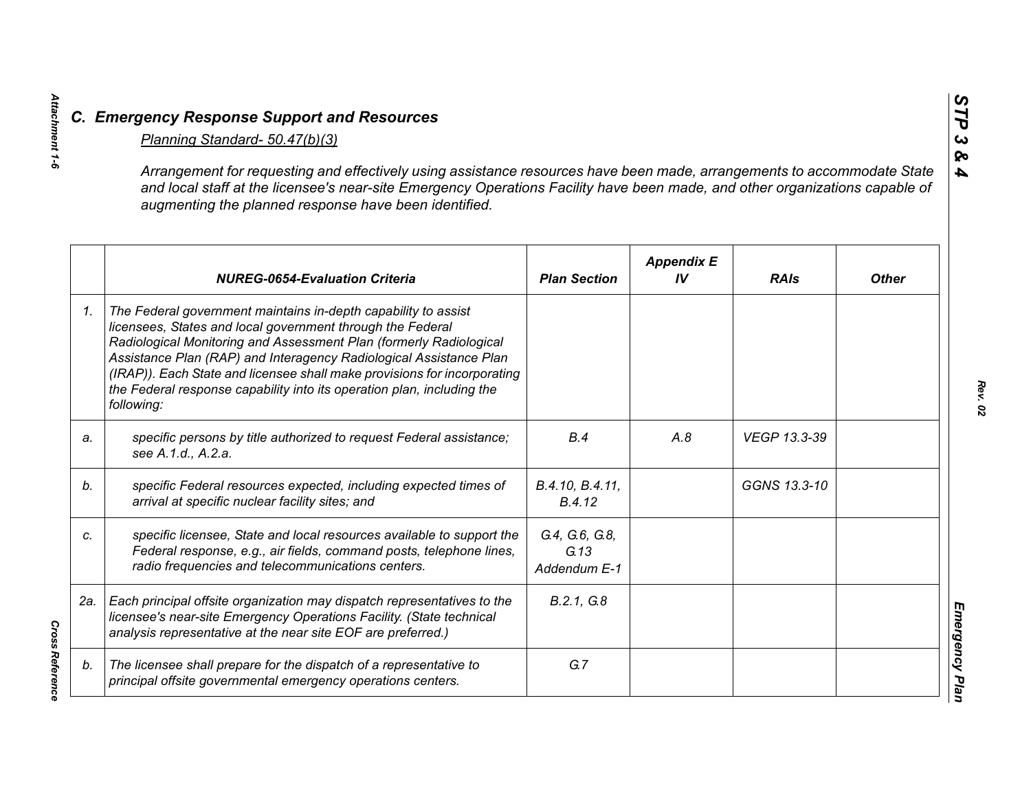## C. Emergency Response Support and Resources

Planning Standard- 50.47(b)(3)

*Arrangement for requesting and effectively using assistance resources have been made, arrangements to accommodate State and local staff at the licensee's near-site Emergency Operations Facility have been made, and other organizations capable of augmenting the planned response have been identified.*

| | NUREG-0654-Evaluation Criteria | Plan Section | Appendix E IV | RAIs | Other |
|---|---|---|---|---|---|
| 1. | The Federal government maintains in-depth capability to assist licensees, States and local government through the Federal Radiological Monitoring and Assessment Plan (formerly Radiological Assistance Plan (RAP) and Interagency Radiological Assistance Plan (IRAP)). Each State and licensee shall make provisions for incorporating the Federal response capability into its operation plan, including the following: | | | | |
| a. | specific persons by title authorized to request Federal assistance; see A.1.d., A.2.a. | B.4 | A.8 | VEGP 13.3-39 | |
| b. | specific Federal resources expected, including expected times of arrival at specific nuclear facility sites; and | B.4.10, B.4.11, B.4.12 | | GGNS 13.3-10 | |
| c. | specific licensee, State and local resources available to support the Federal response, e.g., air fields, command posts, telephone lines, radio frequencies and telecommunications centers. | G.4, G.6, G.8, G.13 Addendum E-1 | | | |
| 2a. | Each principal offsite organization may dispatch representatives to the licensee's near-site Emergency Operations Facility. (State technical analysis representative at the near site EOF are preferred.) | B.2.1, G.8 | | | |
| b. | The licensee shall prepare for the dispatch of a representative to principal offsite governmental emergency operations centers. | G.7 | | | |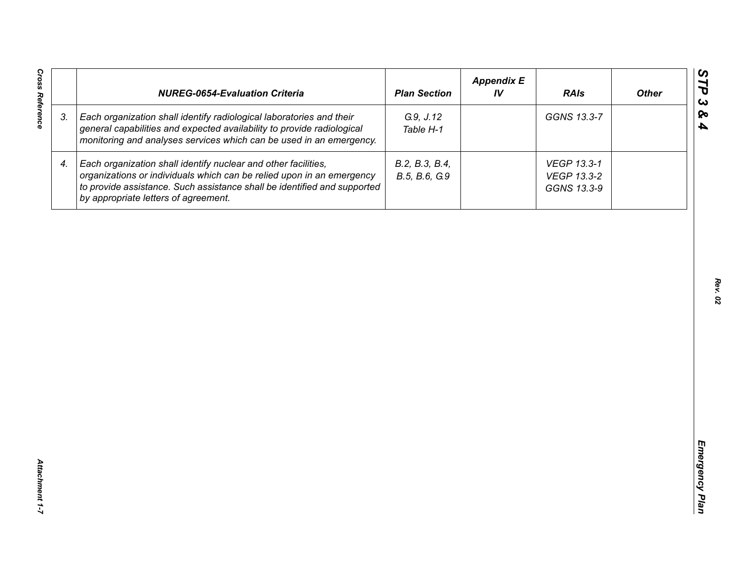| | NUREG-0654-Evaluation Criteria | Plan Section | Appendix E IV | RAIs | Other |
|---|---|---|---|---|---|
| 3. | *Each organization shall identify radiological laboratories and their general capabilities and expected availability to provide radiological monitoring and analyses services which can be used in an emergency.* | *G.9, J.12 Table H-1* | | *GGNS 13.3-7* | |
| 4. | *Each organization shall identify nuclear and other facilities, organizations or individuals which can be relied upon in an emergency to provide assistance. Such assistance shall be identified and supported by appropriate letters of agreement.* | *B.2, B.3, B.4, B.5, B.6, G.9* | | *VEGP 13.3-1 VEGP 13.3-2 GGNS 13.3-9* | |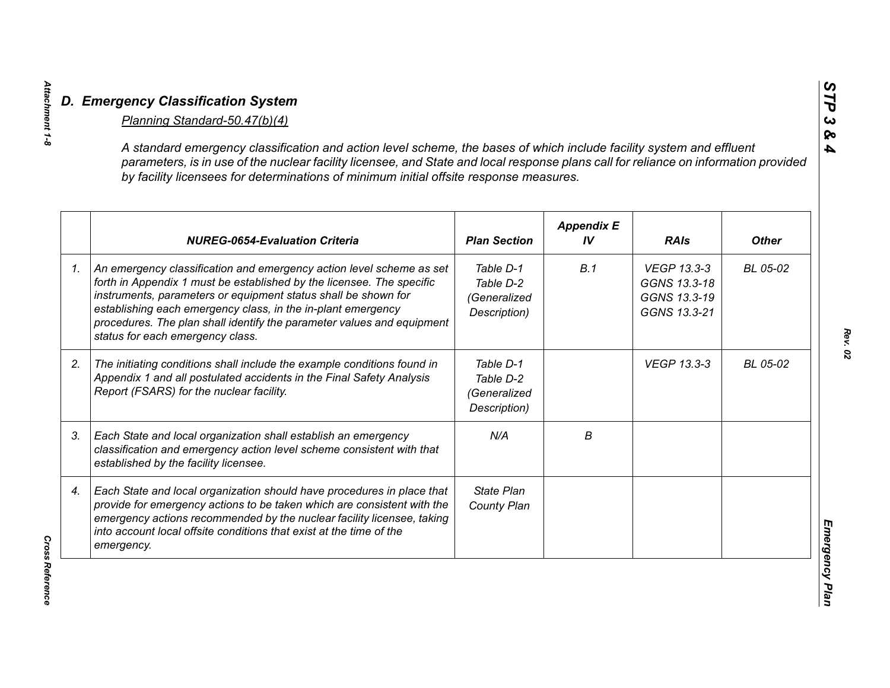## D. Emergency Classification System

Planning Standard-50.47(b)(4)

*A standard emergency classification and action level scheme, the bases of which include facility system and effluent parameters, is in use of the nuclear facility licensee, and State and local response plans call for reliance on information provided by facility licensees for determinations of minimum initial offsite response measures.*

| | NUREG-0654-Evaluation Criteria | Plan Section | Appendix E IV | RAIs | Other |
|---|---|---|---|---|---|
| 1. | An emergency classification and emergency action level scheme as set forth in Appendix 1 must be established by the licensee. The specific instruments, parameters or equipment status shall be shown for establishing each emergency class, in the in-plant emergency procedures. The plan shall identify the parameter values and equipment status for each emergency class. | Table D-1<br>Table D-2<br>(Generalized Description) | B.1 | VEGP 13.3-3<br>GGNS 13.3-18<br>GGNS 13.3-19<br>GGNS 13.3-21 | BL 05-02 |
| 2. | The initiating conditions shall include the example conditions found in Appendix 1 and all postulated accidents in the Final Safety Analysis Report (FSARS) for the nuclear facility. | Table D-1<br>Table D-2<br>(Generalized Description) | | VEGP 13.3-3 | BL 05-02 |
| 3. | Each State and local organization shall establish an emergency classification and emergency action level scheme consistent with that established by the facility licensee. | N/A | B | | |
| 4. | Each State and local organization should have procedures in place that provide for emergency actions to be taken which are consistent with the emergency actions recommended by the nuclear facility licensee, taking into account local offsite conditions that exist at the time of the emergency. | State Plan<br>County Plan | | | |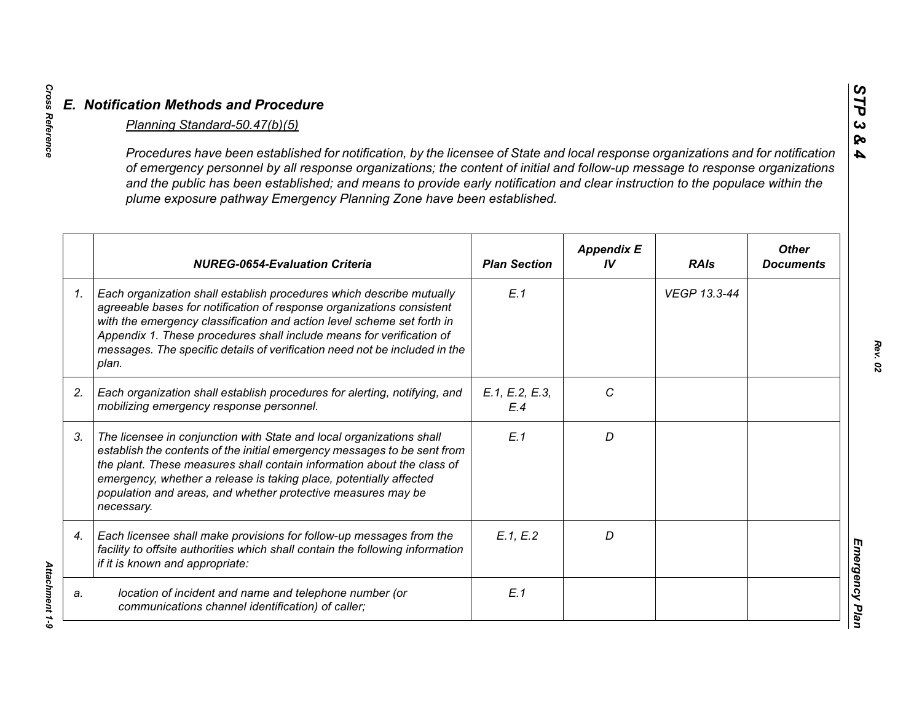## E. Notification Methods and Procedure

*Planning Standard-50.47(b)(5)*

*Procedures have been established for notification, by the licensee of State and local response organizations and for notification of emergency personnel by all response organizations; the content of initial and follow-up message to response organizations and the public has been established; and means to provide early notification and clear instruction to the populace within the plume exposure pathway Emergency Planning Zone have been established.*

| | NUREG-0654-Evaluation Criteria | Plan Section | Appendix E IV | RAIs | Other Documents |
|---|---|---|---|---|---|
| 1. | Each organization shall establish procedures which describe mutually agreeable bases for notification of response organizations consistent with the emergency classification and action level scheme set forth in Appendix 1. These procedures shall include means for verification of messages. The specific details of verification need not be included in the plan. | E.1 | | VEGP 13.3-44 | |
| 2. | Each organization shall establish procedures for alerting, notifying, and mobilizing emergency response personnel. | E.1, E.2, E.3, E.4 | C | | |
| 3. | The licensee in conjunction with State and local organizations shall establish the contents of the initial emergency messages to be sent from the plant. These measures shall contain information about the class of emergency, whether a release is taking place, potentially affected population and areas, and whether protective measures may be necessary. | E.1 | D | | |
| 4. | Each licensee shall make provisions for follow-up messages from the facility to offsite authorities which shall contain the following information if it is known and appropriate: | E.1, E.2 | D | | |
| a. | location of incident and name and telephone number (or communications channel identification) of caller; | E.1 | | | |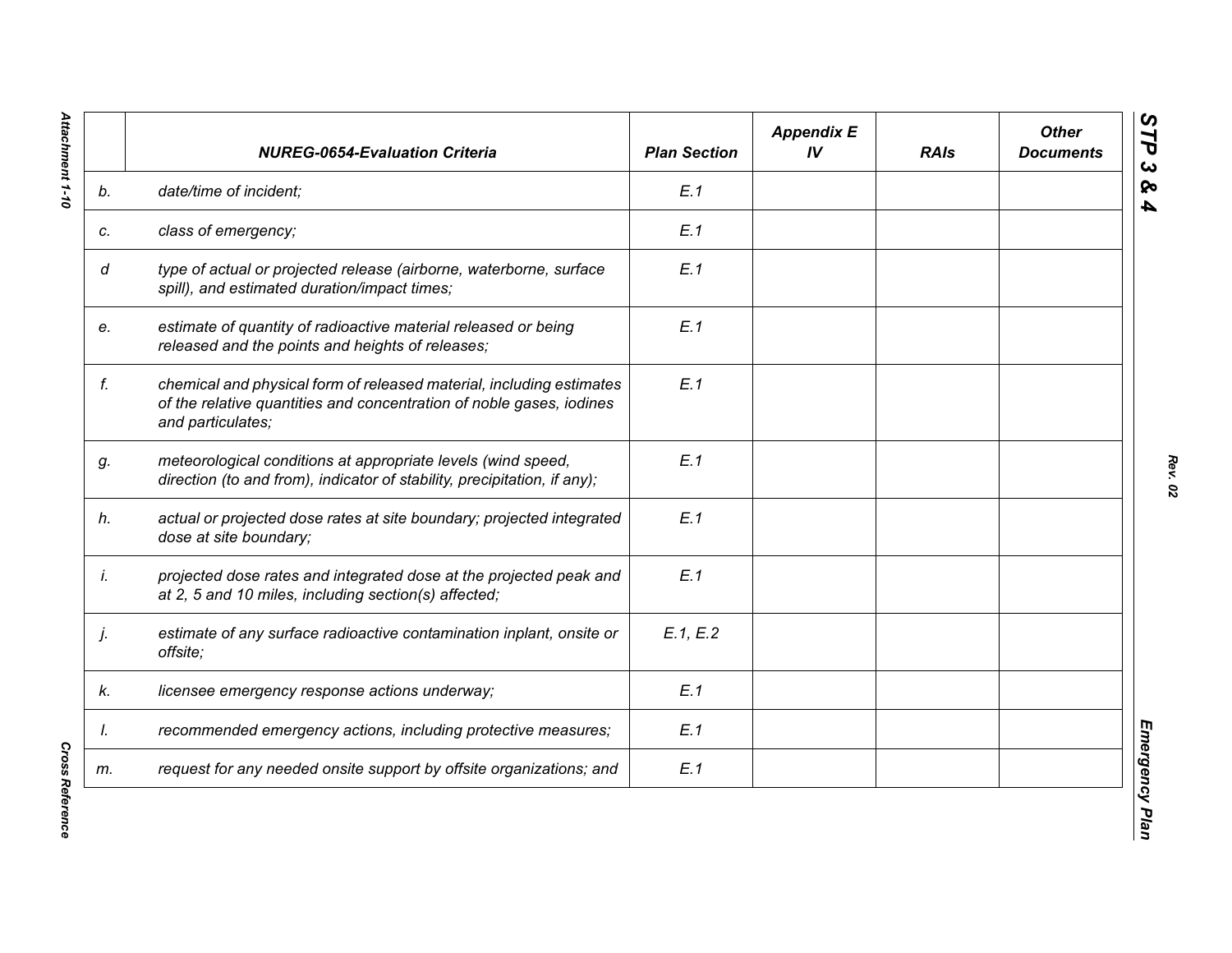| | NUREG-0654-Evaluation Criteria | Plan Section | Appendix E IV | RAIs | Other Documents |
|---|---|---|---|---|---|
| b. | date/time of incident; | E.1 | | | |
| c. | class of emergency; | E.1 | | | |
| d | type of actual or projected release (airborne, waterborne, surface spill), and estimated duration/impact times; | E.1 | | | |
| e. | estimate of quantity of radioactive material released or being released and the points and heights of releases; | E.1 | | | |
| f. | chemical and physical form of released material, including estimates of the relative quantities and concentration of noble gases, iodines and particulates; | E.1 | | | |
| g. | meteorological conditions at appropriate levels (wind speed, direction (to and from), indicator of stability, precipitation, if any); | E.1 | | | |
| h. | actual or projected dose rates at site boundary; projected integrated dose at site boundary; | E.1 | | | |
| i. | projected dose rates and integrated dose at the projected peak and at 2, 5 and 10 miles, including section(s) affected; | E.1 | | | |
| j. | estimate of any surface radioactive contamination inplant, onsite or offsite; | E.1, E.2 | | | |
| k. | licensee emergency response actions underway; | E.1 | | | |
| l. | recommended emergency actions, including protective measures; | E.1 | | | |
| m. | request for any needed onsite support by offsite organizations; and | E.1 | | | |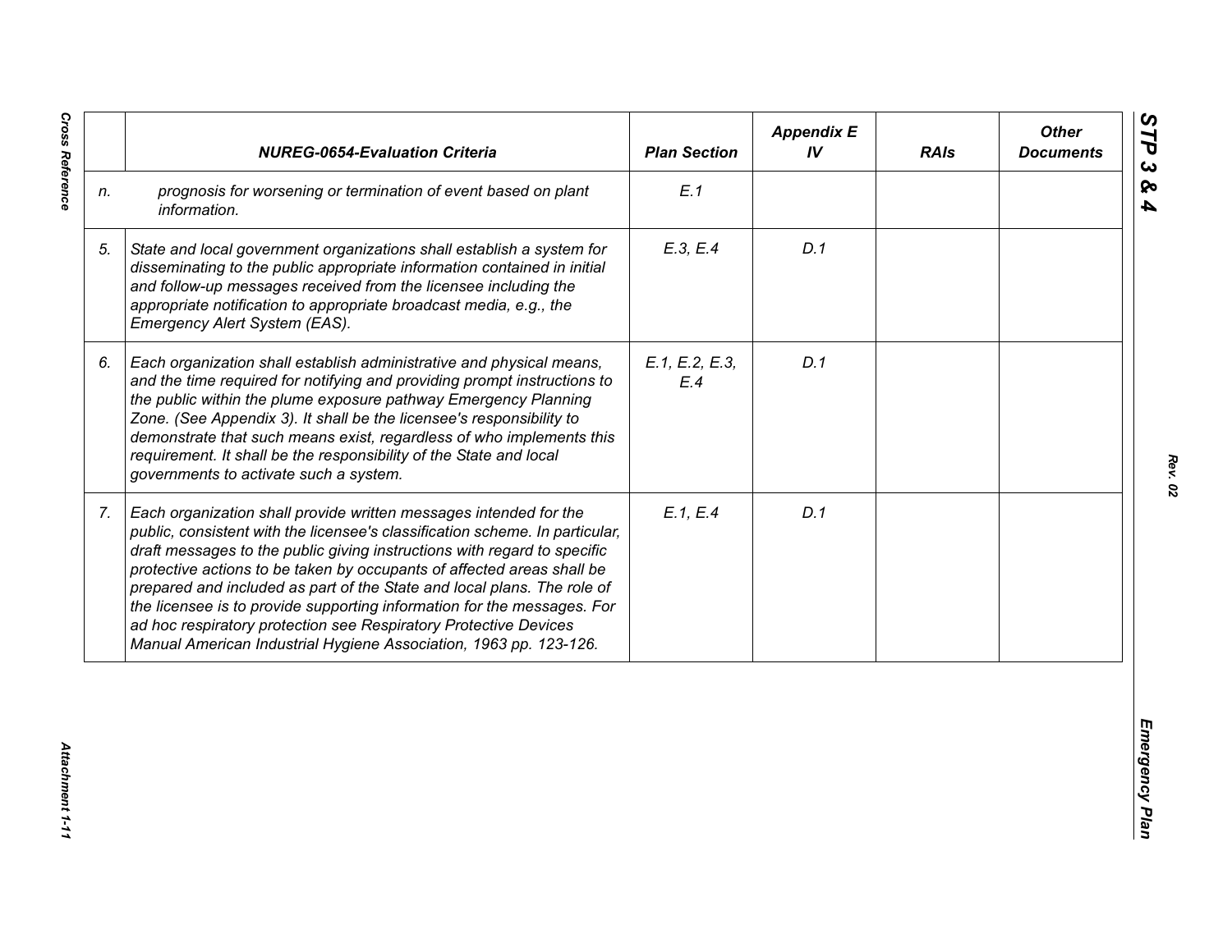| | NUREG-0654-Evaluation Criteria | Plan Section | Appendix E IV | RAIs | Other Documents |
|---|---|---|---|---|---|
| n. | prognosis for worsening or termination of event based on plant information. | E.1 | | | |
| 5. | State and local government organizations shall establish a system for disseminating to the public appropriate information contained in initial and follow-up messages received from the licensee including the appropriate notification to appropriate broadcast media, e.g., the Emergency Alert System (EAS). | E.3, E.4 | D.1 | | |
| 6. | Each organization shall establish administrative and physical means, and the time required for notifying and providing prompt instructions to the public within the plume exposure pathway Emergency Planning Zone. (See Appendix 3). It shall be the licensee's responsibility to demonstrate that such means exist, regardless of who implements this requirement. It shall be the responsibility of the State and local governments to activate such a system. | E.1, E.2, E.3, E.4 | D.1 | | |
| 7. | Each organization shall provide written messages intended for the public, consistent with the licensee's classification scheme. In particular, draft messages to the public giving instructions with regard to specific protective actions to be taken by occupants of affected areas shall be prepared and included as part of the State and local plans. The role of the licensee is to provide supporting information for the messages. For ad hoc respiratory protection see Respiratory Protective Devices Manual American Industrial Hygiene Association, 1963 pp. 123-126. | E.1, E.4 | D.1 | | |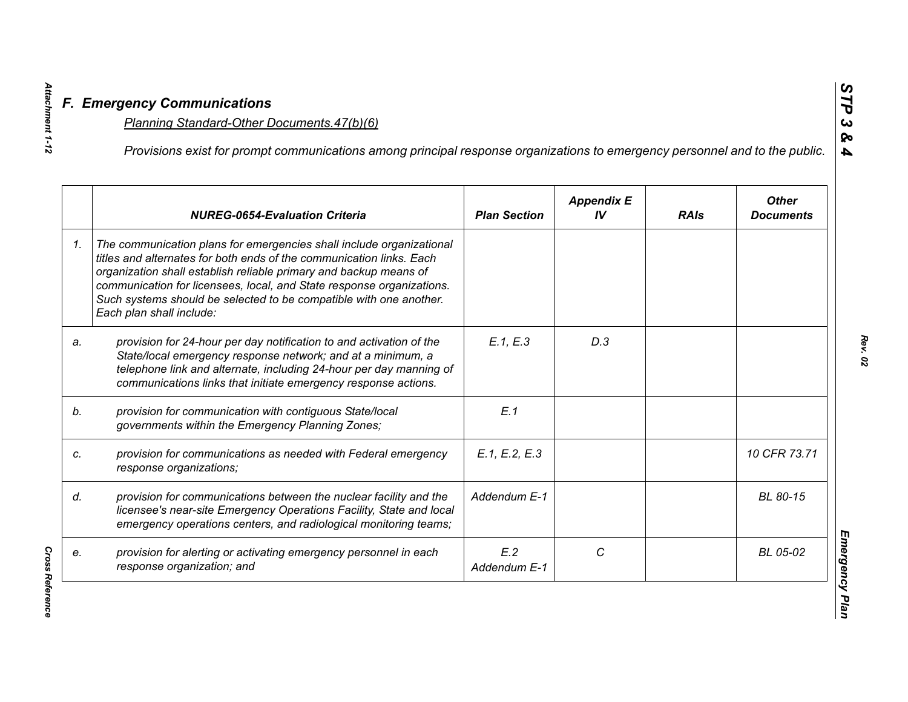## F. Emergency Communications

<u>Planning Standard-Other Documents.47(b)(6)</u>

*Provisions exist for prompt communications among principal response organizations to emergency personnel and to the public.*

| | NUREG-0654-Evaluation Criteria | Plan Section | Appendix E IV | RAIs | Other Documents |
|---|---|---|---|---|---|
| 1. | The communication plans for emergencies shall include organizational titles and alternates for both ends of the communication links. Each organization shall establish reliable primary and backup means of communication for licensees, local, and State response organizations. Such systems should be selected to be compatible with one another. Each plan shall include: | | | | |
| a. | provision for 24-hour per day notification to and activation of the State/local emergency response network; and at a minimum, a telephone link and alternate, including 24-hour per day manning of communications links that initiate emergency response actions. | E.1, E.3 | D.3 | | |
| b. | provision for communication with contiguous State/local governments within the Emergency Planning Zones; | E.1 | | | |
| c. | provision for communications as needed with Federal emergency response organizations; | E.1, E.2, E.3 | | | 10 CFR 73.71 |
| d. | provision for communications between the nuclear facility and the licensee's near-site Emergency Operations Facility, State and local emergency operations centers, and radiological monitoring teams; | Addendum E-1 | | | BL 80-15 |
| e. | provision for alerting or activating emergency personnel in each response organization; and | E.2<br>Addendum E-1 | C | | BL 05-02 |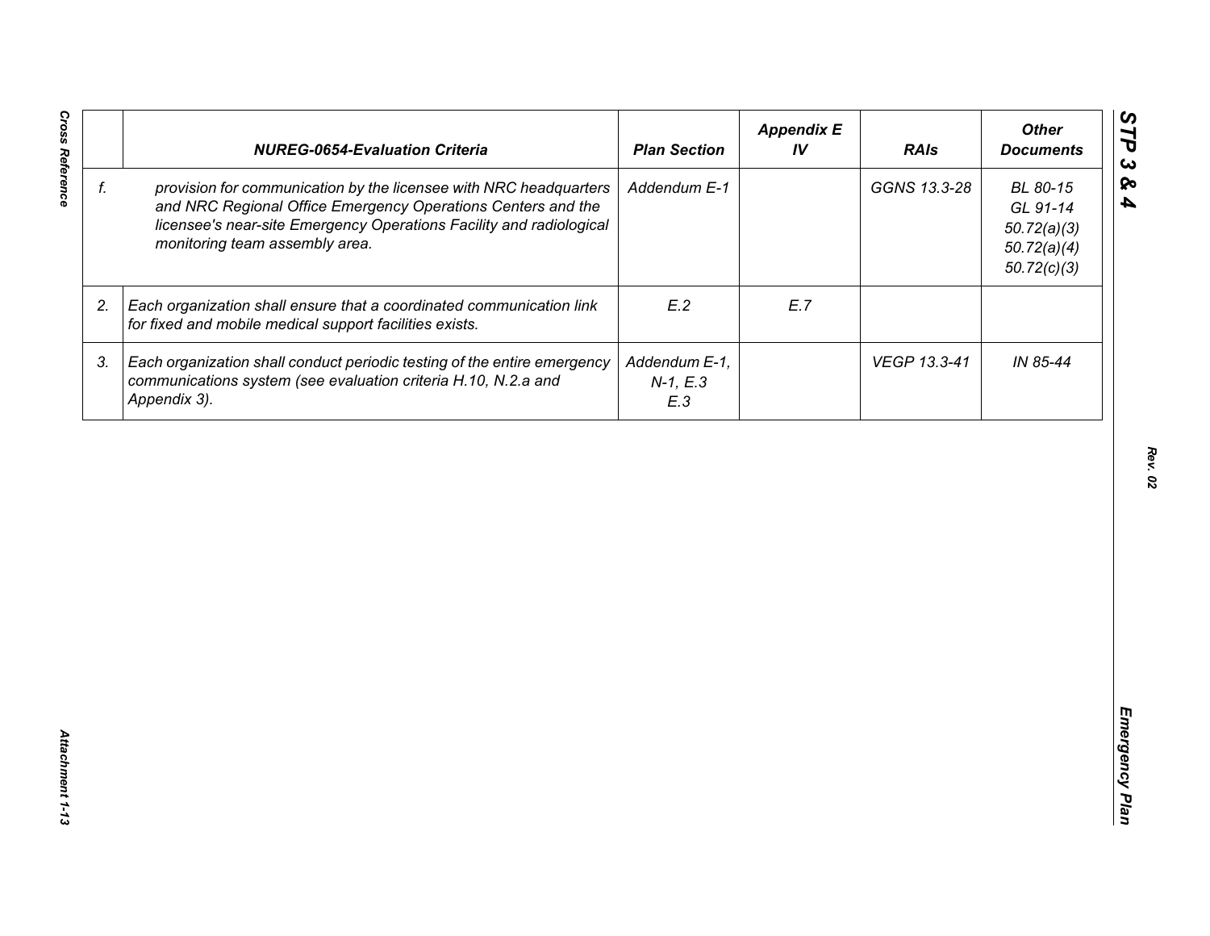|  | NUREG-0654-Evaluation Criteria | Plan Section | Appendix E IV | RAIs | Other Documents |
|---|---|---|---|---|---|
| f. | provision for communication by the licensee with NRC headquarters and NRC Regional Office Emergency Operations Centers and the licensee's near-site Emergency Operations Facility and radiological monitoring team assembly area. | Addendum E-1 |  | GGNS 13.3-28 | BL 80-15<br>GL 91-14<br>50.72(a)(3)<br>50.72(a)(4)<br>50.72(c)(3) |
| 2. | Each organization shall ensure that a coordinated communication link for fixed and mobile medical support facilities exists. | E.2 | E.7 |  |  |
| 3. | Each organization shall conduct periodic testing of the entire emergency communications system (see evaluation criteria H.10, N.2.a and Appendix 3). | Addendum E-1, N-1, E.3<br>E.3 |  | VEGP 13.3-41 | IN 85-44 |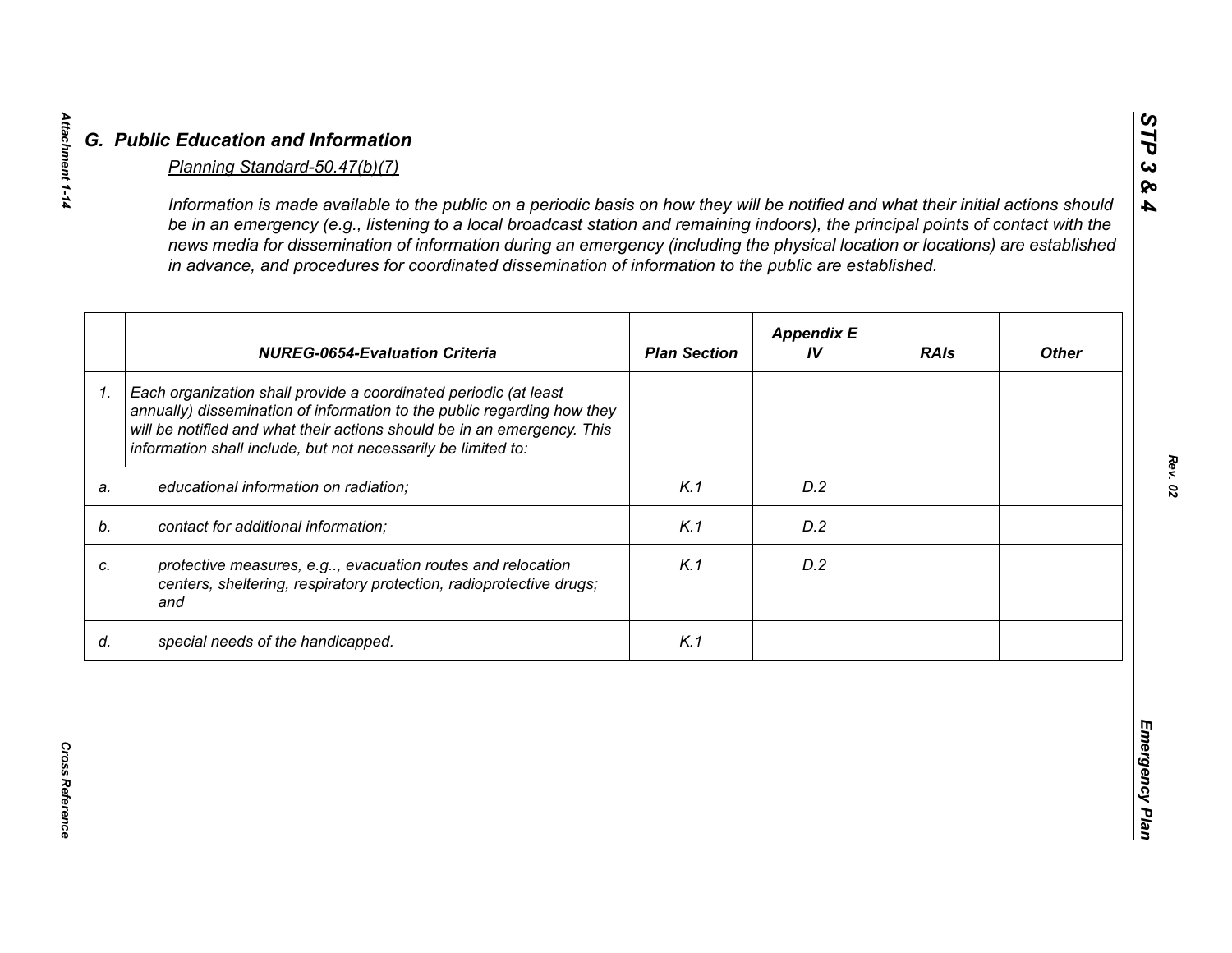## G. Public Education and Information

Planning Standard-50.47(b)(7)

*Information is made available to the public on a periodic basis on how they will be notified and what their initial actions should be in an emergency (e.g., listening to a local broadcast station and remaining indoors), the principal points of contact with the news media for dissemination of information during an emergency (including the physical location or locations) are established in advance, and procedures for coordinated dissemination of information to the public are established.*

| | NUREG-0654-Evaluation Criteria | Plan Section | Appendix E IV | RAIs | Other |
|---|---|---|---|---|---|
| 1. | Each organization shall provide a coordinated periodic (at least annually) dissemination of information to the public regarding how they will be notified and what their actions should be in an emergency. This information shall include, but not necessarily be limited to: | | | | |
| a. | educational information on radiation; | K.1 | D.2 | | |
| b. | contact for additional information; | K.1 | D.2 | | |
| c. | protective measures, e.g.., evacuation routes and relocation centers, sheltering, respiratory protection, radioprotective drugs; and | K.1 | D.2 | | |
| d. | special needs of the handicapped. | K.1 | | | |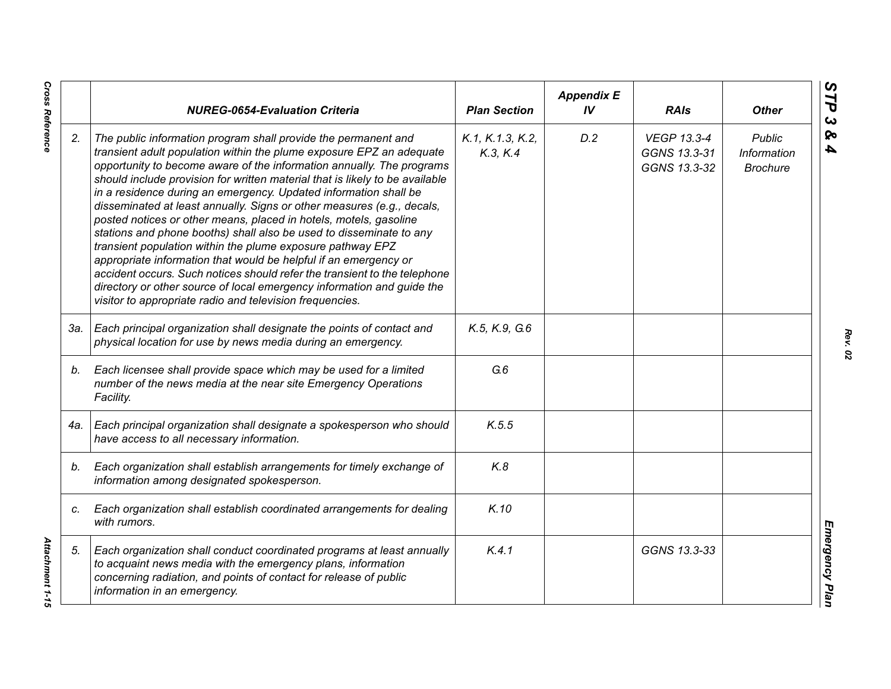| | NUREG-0654-Evaluation Criteria | Plan Section | Appendix E IV | RAIs | Other |
|---|---|---|---|---|---|
| 2. | *The public information program shall provide the permanent and transient adult population within the plume exposure EPZ an adequate opportunity to become aware of the information annually. The programs should include provision for written material that is likely to be available in a residence during an emergency. Updated information shall be disseminated at least annually. Signs or other measures (e.g., decals, posted notices or other means, placed in hotels, motels, gasoline stations and phone booths) shall also be used to disseminate to any transient population within the plume exposure pathway EPZ appropriate information that would be helpful if an emergency or accident occurs. Such notices should refer the transient to the telephone directory or other source of local emergency information and guide the visitor to appropriate radio and television frequencies.* | K.1, K.1.3, K.2, K.3, K.4 | D.2 | VEGP 13.3-4 GGNS 13.3-31 GGNS 13.3-32 | Public Information Brochure |
| 3a. | *Each principal organization shall designate the points of contact and physical location for use by news media during an emergency.* | K.5, K.9, G.6 | | | |
| b. | *Each licensee shall provide space which may be used for a limited number of the news media at the near site Emergency Operations Facility.* | G.6 | | | |
| 4a. | *Each principal organization shall designate a spokesperson who should have access to all necessary information.* | K.5.5 | | | |
| b. | *Each organization shall establish arrangements for timely exchange of information among designated spokesperson.* | K.8 | | | |
| c. | *Each organization shall establish coordinated arrangements for dealing with rumors.* | K.10 | | | |
| 5. | *Each organization shall conduct coordinated programs at least annually to acquaint news media with the emergency plans, information concerning radiation, and points of contact for release of public information in an emergency.* | K.4.1 | | GGNS 13.3-33 | |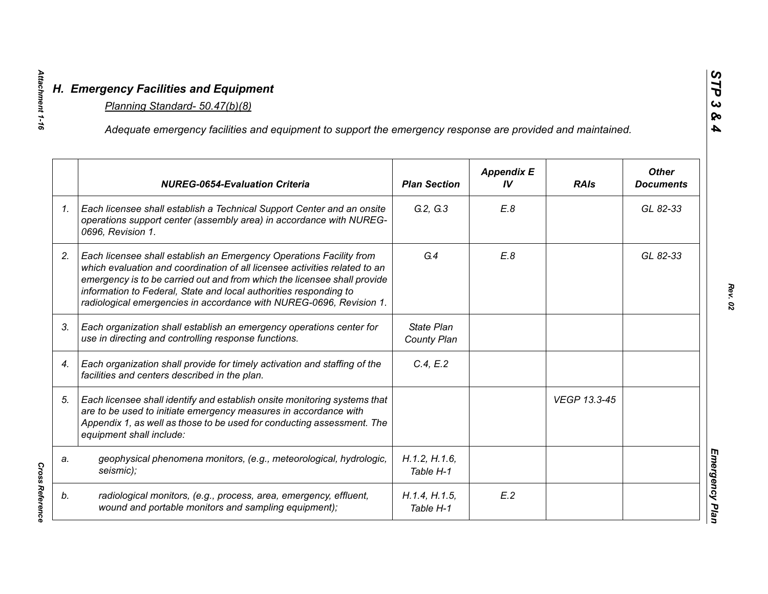## H. Emergency Facilities and Equipment

Planning Standard- 50.47(b)(8)

*Adequate emergency facilities and equipment to support the emergency response are provided and maintained.*

| | NUREG-0654-Evaluation Criteria | Plan Section | Appendix E IV | RAIs | Other Documents |
|---|---|---|---|---|---|
| 1. | Each licensee shall establish a Technical Support Center and an onsite operations support center (assembly area) in accordance with NUREG-0696, Revision 1. | G.2, G.3 | E.8 | | GL 82-33 |
| 2. | Each licensee shall establish an Emergency Operations Facility from which evaluation and coordination of all licensee activities related to an emergency is to be carried out and from which the licensee shall provide information to Federal, State and local authorities responding to radiological emergencies in accordance with NUREG-0696, Revision 1. | G.4 | E.8 | | GL 82-33 |
| 3. | Each organization shall establish an emergency operations center for use in directing and controlling response functions. | State Plan County Plan | | | |
| 4. | Each organization shall provide for timely activation and staffing of the facilities and centers described in the plan. | C.4, E.2 | | | |
| 5. | Each licensee shall identify and establish onsite monitoring systems that are to be used to initiate emergency measures in accordance with Appendix 1, as well as those to be used for conducting assessment. The equipment shall include: | | | VEGP 13.3-45 | |
| a. | geophysical phenomena monitors, (e.g., meteorological, hydrologic, seismic); | H.1.2, H.1.6, Table H-1 | | | |
| b. | radiological monitors, (e.g., process, area, emergency, effluent, wound and portable monitors and sampling equipment); | H.1.4, H.1.5, Table H-1 | E.2 | | |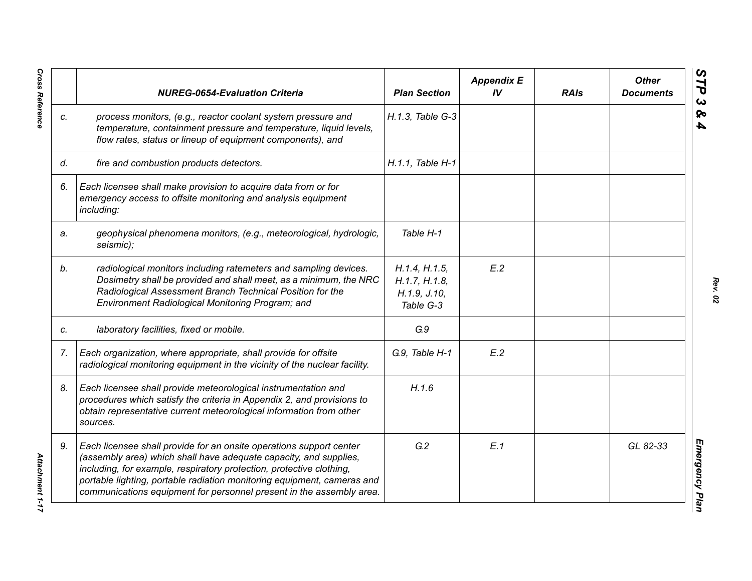| | NUREG-0654-Evaluation Criteria | Plan Section | Appendix E IV | RAIs | Other Documents |
|---|---|---|---|---|---|
| c. | *process monitors, (e.g., reactor coolant system pressure and temperature, containment pressure and temperature, liquid levels, flow rates, status or lineup of equipment components), and* | H.1.3, Table G-3 | | | |
| d. | *fire and combustion products detectors.* | H.1.1, Table H-1 | | | |
| 6. | *Each licensee shall make provision to acquire data from or for emergency access to offsite monitoring and analysis equipment including:* | | | | |
| a. | *geophysical phenomena monitors, (e.g., meteorological, hydrologic, seismic);* | Table H-1 | | | |
| b. | *radiological monitors including ratemeters and sampling devices. Dosimetry shall be provided and shall meet, as a minimum, the NRC Radiological Assessment Branch Technical Position for the Environment Radiological Monitoring Program; and* | H.1.4, H.1.5, H.1.7, H.1.8, H.1.9, J.10, Table G-3 | E.2 | | |
| c. | *laboratory facilities, fixed or mobile.* | G.9 | | | |
| 7. | *Each organization, where appropriate, shall provide for offsite radiological monitoring equipment in the vicinity of the nuclear facility.* | G.9, Table H-1 | E.2 | | |
| 8. | *Each licensee shall provide meteorological instrumentation and procedures which satisfy the criteria in Appendix 2, and provisions to obtain representative current meteorological information from other sources.* | H.1.6 | | | |
| 9. | *Each licensee shall provide for an onsite operations support center (assembly area) which shall have adequate capacity, and supplies, including, for example, respiratory protection, protective clothing, portable lighting, portable radiation monitoring equipment, cameras and communications equipment for personnel present in the assembly area.* | G.2 | E.1 | | GL 82-33 |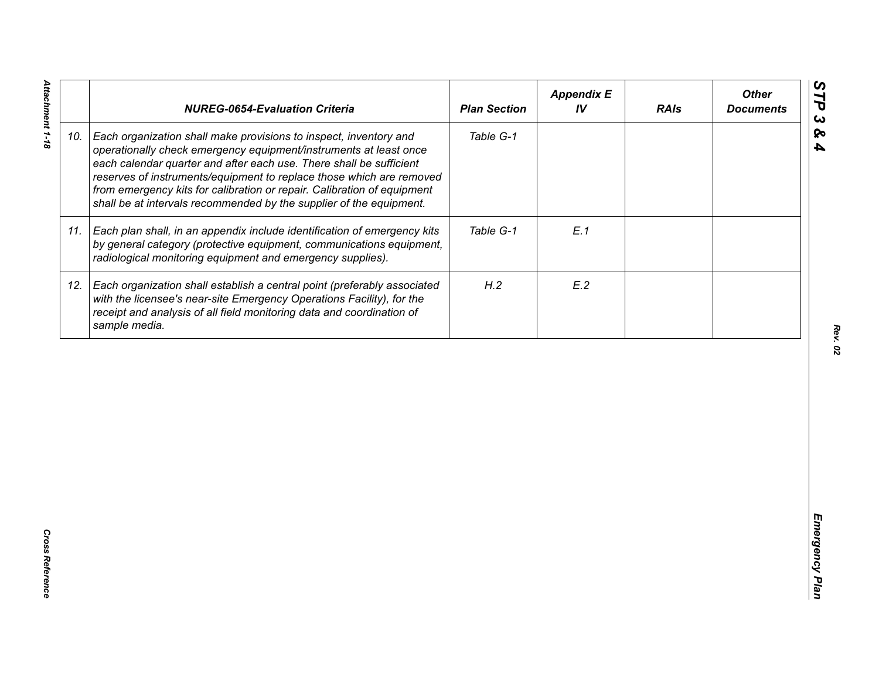| | NUREG-0654-Evaluation Criteria | Plan Section | Appendix E IV | RAIs | Other Documents |
|---|---|---|---|---|---|
| 10. | Each organization shall make provisions to inspect, inventory and operationally check emergency equipment/instruments at least once each calendar quarter and after each use. There shall be sufficient reserves of instruments/equipment to replace those which are removed from emergency kits for calibration or repair. Calibration of equipment shall be at intervals recommended by the supplier of the equipment. | Table G-1 | | | |
| 11. | Each plan shall, in an appendix include identification of emergency kits by general category (protective equipment, communications equipment, radiological monitoring equipment and emergency supplies). | Table G-1 | E.1 | | |
| 12. | Each organization shall establish a central point (preferably associated with the licensee's near-site Emergency Operations Facility), for the receipt and analysis of all field monitoring data and coordination of sample media. | H.2 | E.2 | | |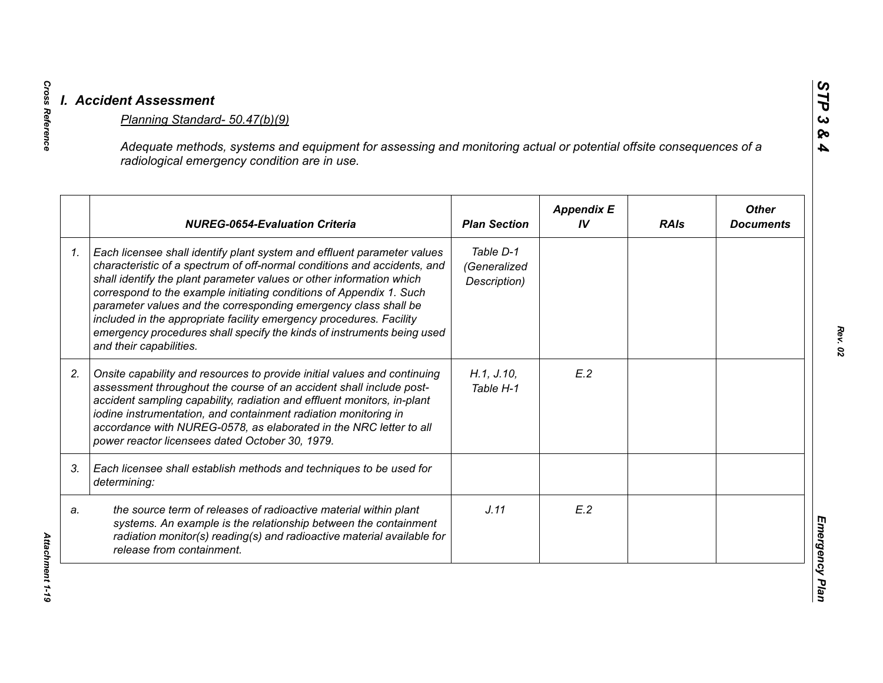## I. Accident Assessment

Planning Standard- 50.47(b)(9)

*Adequate methods, systems and equipment for assessing and monitoring actual or potential offsite consequences of a radiological emergency condition are in use.*

| | NUREG-0654-Evaluation Criteria | Plan Section | Appendix E IV | RAIs | Other Documents |
|---|---|---|---|---|---|
| 1. | *Each licensee shall identify plant system and effluent parameter values characteristic of a spectrum of off-normal conditions and accidents, and shall identify the plant parameter values or other information which correspond to the example initiating conditions of Appendix 1. Such parameter values and the corresponding emergency class shall be included in the appropriate facility emergency procedures. Facility emergency procedures shall specify the kinds of instruments being used and their capabilities.* | *Table D-1 (Generalized Description)* | | | |
| 2. | *Onsite capability and resources to provide initial values and continuing assessment throughout the course of an accident shall include post-accident sampling capability, radiation and effluent monitors, in-plant iodine instrumentation, and containment radiation monitoring in accordance with NUREG-0578, as elaborated in the NRC letter to all power reactor licensees dated October 30, 1979.* | *H.1, J.10, Table H-1* | *E.2* | | |
| 3. | *Each licensee shall establish methods and techniques to be used for determining:* | | | | |
| a. | *the source term of releases of radioactive material within plant systems. An example is the relationship between the containment radiation monitor(s) reading(s) and radioactive material available for release from containment.* | *J.11* | *E.2* | | |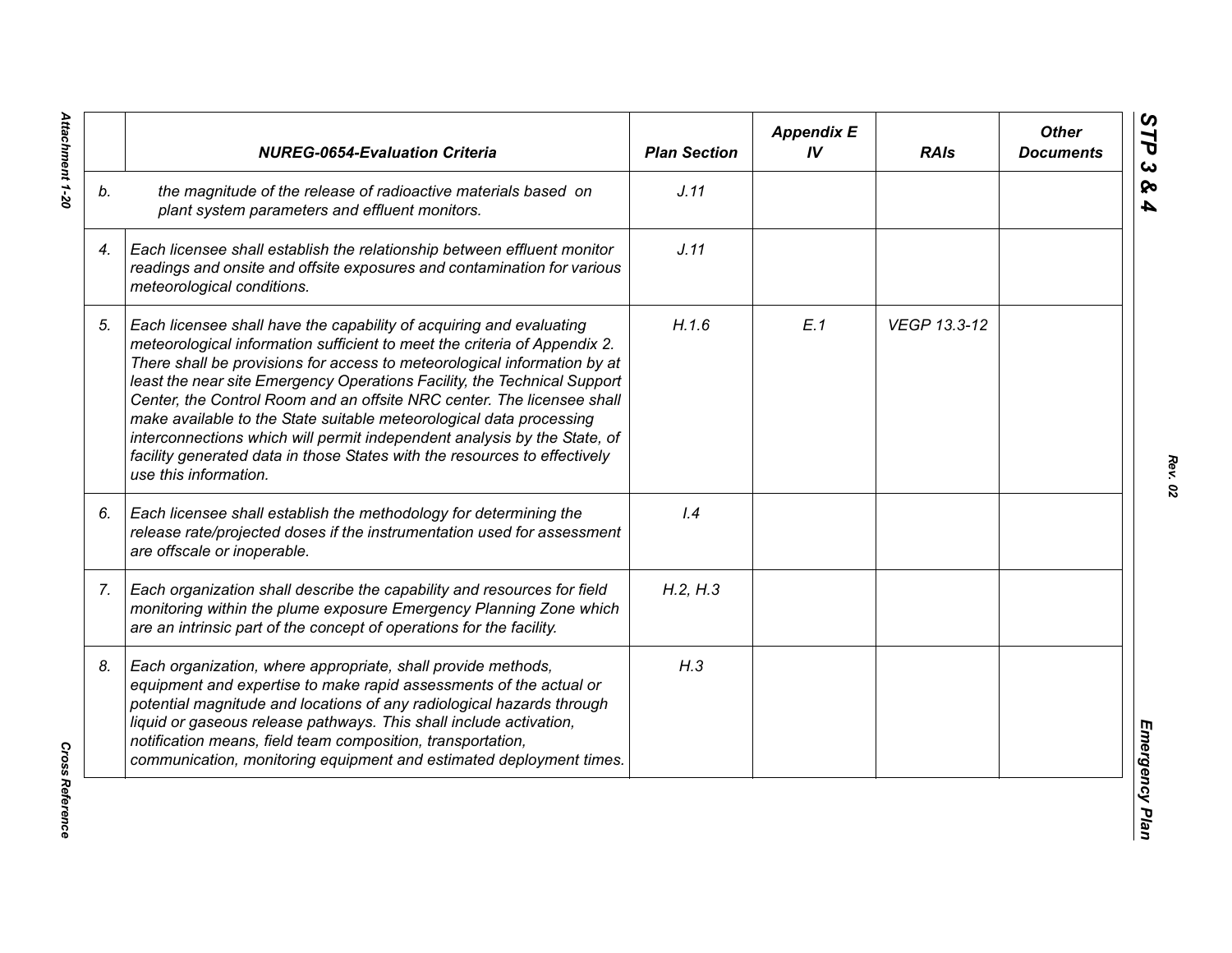|  | NUREG-0654-Evaluation Criteria | Plan Section | Appendix E IV | RAIs | Other Documents |
|---|---|---|---|---|---|
| b. | the magnitude of the release of radioactive materials based on plant system parameters and effluent monitors. | J.11 |  |  |  |
| 4. | Each licensee shall establish the relationship between effluent monitor readings and onsite and offsite exposures and contamination for various meteorological conditions. | J.11 |  |  |  |
| 5. | Each licensee shall have the capability of acquiring and evaluating meteorological information sufficient to meet the criteria of Appendix 2. There shall be provisions for access to meteorological information by at least the near site Emergency Operations Facility, the Technical Support Center, the Control Room and an offsite NRC center. The licensee shall make available to the State suitable meteorological data processing interconnections which will permit independent analysis by the State, of facility generated data in those States with the resources to effectively use this information. | H.1.6 | E.1 | VEGP 13.3-12 |  |
| 6. | Each licensee shall establish the methodology for determining the release rate/projected doses if the instrumentation used for assessment are offscale or inoperable. | I.4 |  |  |  |
| 7. | Each organization shall describe the capability and resources for field monitoring within the plume exposure Emergency Planning Zone which are an intrinsic part of the concept of operations for the facility. | H.2, H.3 |  |  |  |
| 8. | Each organization, where appropriate, shall provide methods, equipment and expertise to make rapid assessments of the actual or potential magnitude and locations of any radiological hazards through liquid or gaseous release pathways. This shall include activation, notification means, field team composition, transportation, communication, monitoring equipment and estimated deployment times. | H.3 |  |  |  |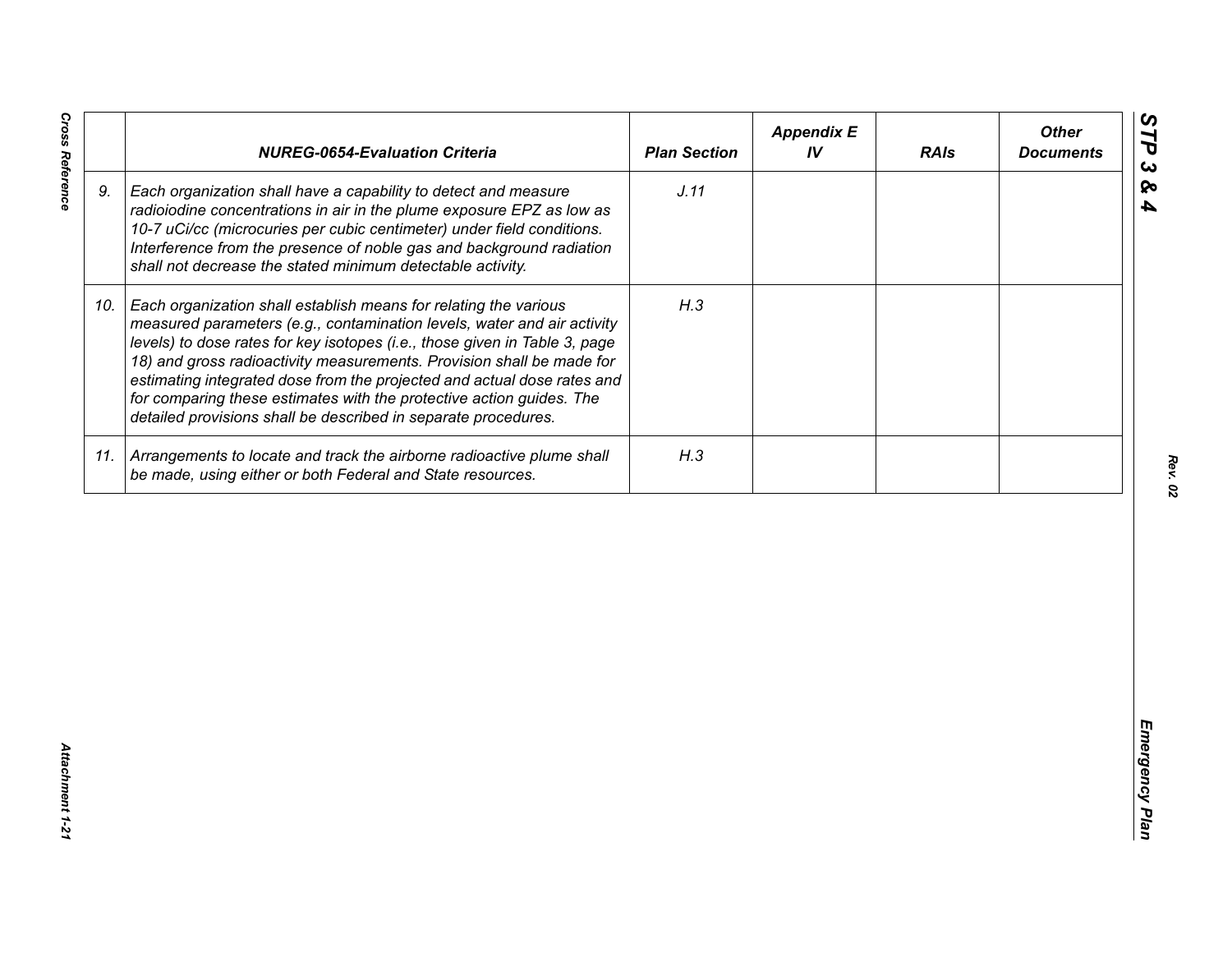| | *NUREG-0654-Evaluation Criteria* | *Plan Section* | *Appendix E IV* | *RAIs* | *Other Documents* |
|---|---|---|---|---|---|
| *9.* | *Each organization shall have a capability to detect and measure radioiodine concentrations in air in the plume exposure EPZ as low as 10-7 uCi/cc (microcuries per cubic centimeter) under field conditions. Interference from the presence of noble gas and background radiation shall not decrease the stated minimum detectable activity.* | *J.11* | | | |
| *10.* | *Each organization shall establish means for relating the various measured parameters (e.g., contamination levels, water and air activity levels) to dose rates for key isotopes (i.e., those given in Table 3, page 18) and gross radioactivity measurements. Provision shall be made for estimating integrated dose from the projected and actual dose rates and for comparing these estimates with the protective action guides. The detailed provisions shall be described in separate procedures.* | *H.3* | | | |
| *11.* | *Arrangements to locate and track the airborne radioactive plume shall be made, using either or both Federal and State resources.* | *H.3* | | | |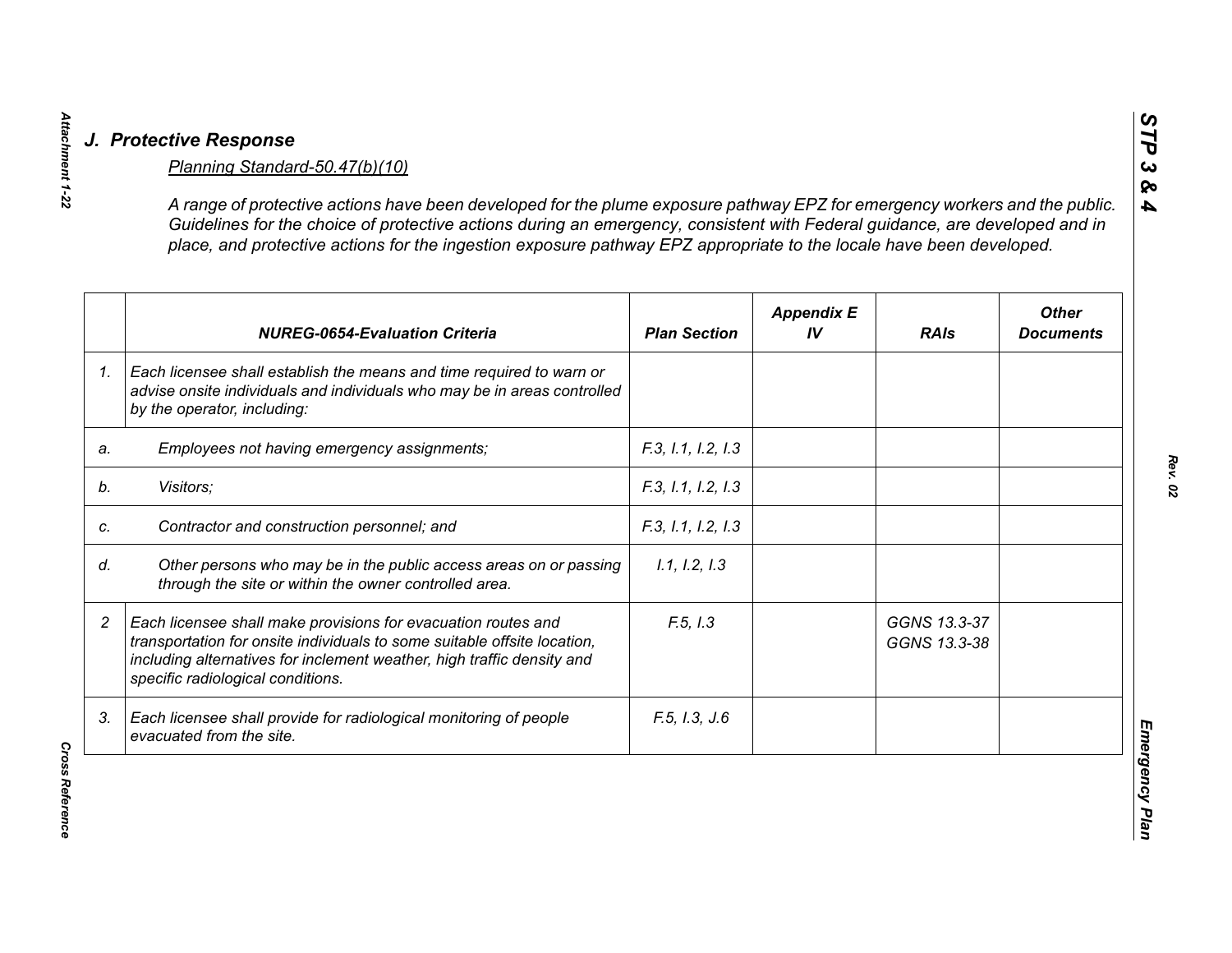## J. Protective Response

Planning Standard-50.47(b)(10)

*A range of protective actions have been developed for the plume exposure pathway EPZ for emergency workers and the public. Guidelines for the choice of protective actions during an emergency, consistent with Federal guidance, are developed and in place, and protective actions for the ingestion exposure pathway EPZ appropriate to the locale have been developed.*

| | NUREG-0654-Evaluation Criteria | Plan Section | Appendix E IV | RAIs | Other Documents |
|---|---|---|---|---|---|
| 1. | Each licensee shall establish the means and time required to warn or advise onsite individuals and individuals who may be in areas controlled by the operator, including: | | | | |
| a. | Employees not having emergency assignments; | F.3, I.1, I.2, I.3 | | | |
| b. | Visitors; | F.3, I.1, I.2, I.3 | | | |
| c. | Contractor and construction personnel; and | F.3, I.1, I.2, I.3 | | | |
| d. | Other persons who may be in the public access areas on or passing through the site or within the owner controlled area. | I.1, I.2, I.3 | | | |
| 2 | Each licensee shall make provisions for evacuation routes and transportation for onsite individuals to some suitable offsite location, including alternatives for inclement weather, high traffic density and specific radiological conditions. | F.5, I.3 | | GGNS 13.3-37<br>GGNS 13.3-38 | |
| 3. | Each licensee shall provide for radiological monitoring of people evacuated from the site. | F.5, I.3, J.6 | | | |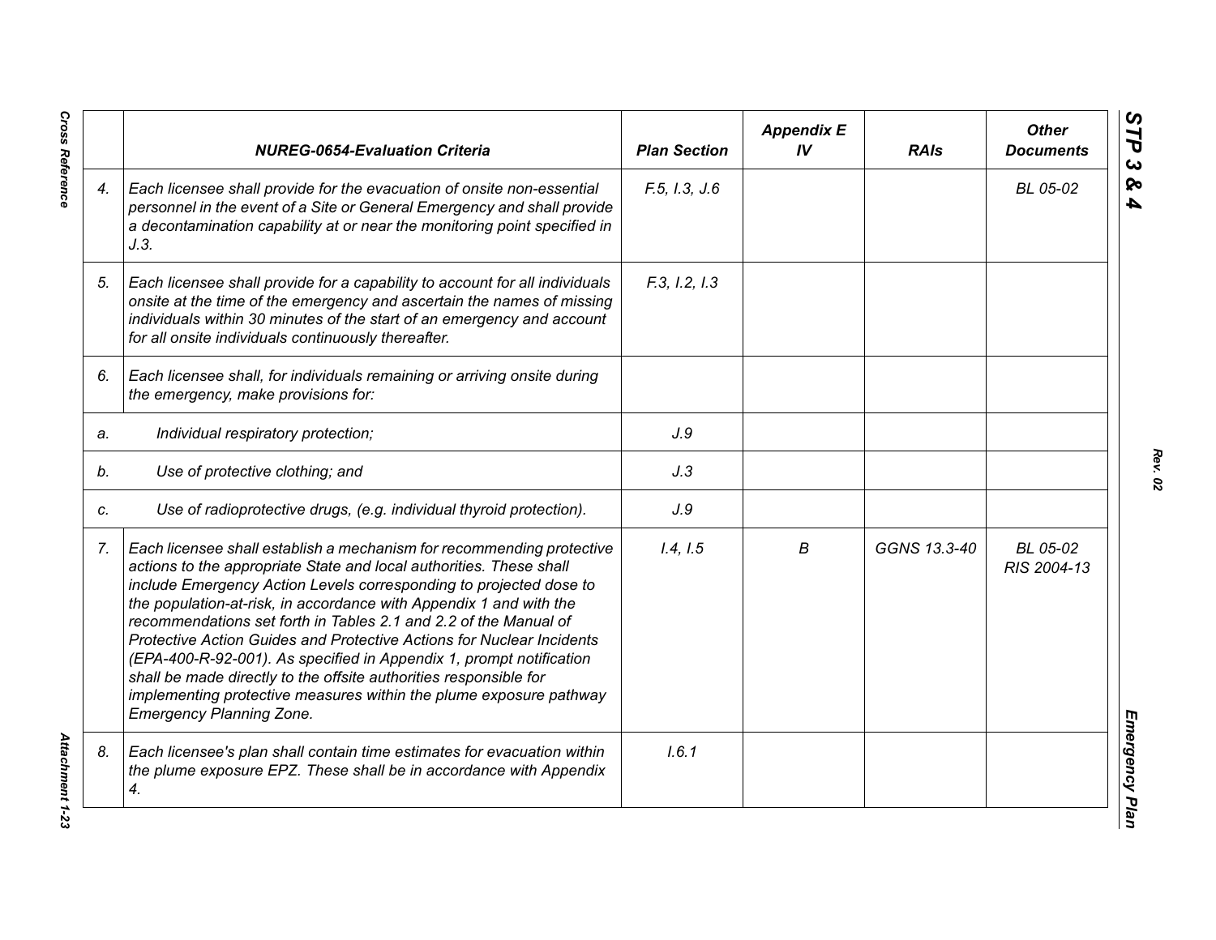| | NUREG-0654-Evaluation Criteria | Plan Section | Appendix E IV | RAIs | Other Documents |
|---|---|---|---|---|---|
| 4. | *Each licensee shall provide for the evacuation of onsite non-essential personnel in the event of a Site or General Emergency and shall provide a decontamination capability at or near the monitoring point specified in J.3.* | F.5, I.3, J.6 | | | BL 05-02 |
| 5. | *Each licensee shall provide for a capability to account for all individuals onsite at the time of the emergency and ascertain the names of missing individuals within 30 minutes of the start of an emergency and account for all onsite individuals continuously thereafter.* | F.3, I.2, I.3 | | | |
| 6. | *Each licensee shall, for individuals remaining or arriving onsite during the emergency, make provisions for:* | | | | |
| a. | *Individual respiratory protection;* | J.9 | | | |
| b. | *Use of protective clothing; and* | J.3 | | | |
| c. | *Use of radioprotective drugs, (e.g. individual thyroid protection).* | J.9 | | | |
| 7. | *Each licensee shall establish a mechanism for recommending protective actions to the appropriate State and local authorities. These shall include Emergency Action Levels corresponding to projected dose to the population-at-risk, in accordance with Appendix 1 and with the recommendations set forth in Tables 2.1 and 2.2 of the Manual of Protective Action Guides and Protective Actions for Nuclear Incidents (EPA-400-R-92-001). As specified in Appendix 1, prompt notification shall be made directly to the offsite authorities responsible for implementing protective measures within the plume exposure pathway Emergency Planning Zone.* | I.4, I.5 | B | GGNS 13.3-40 | BL 05-02<br>RIS 2004-13 |
| 8. | *Each licensee's plan shall contain time estimates for evacuation within the plume exposure EPZ. These shall be in accordance with Appendix 4.* | I.6.1 | | | |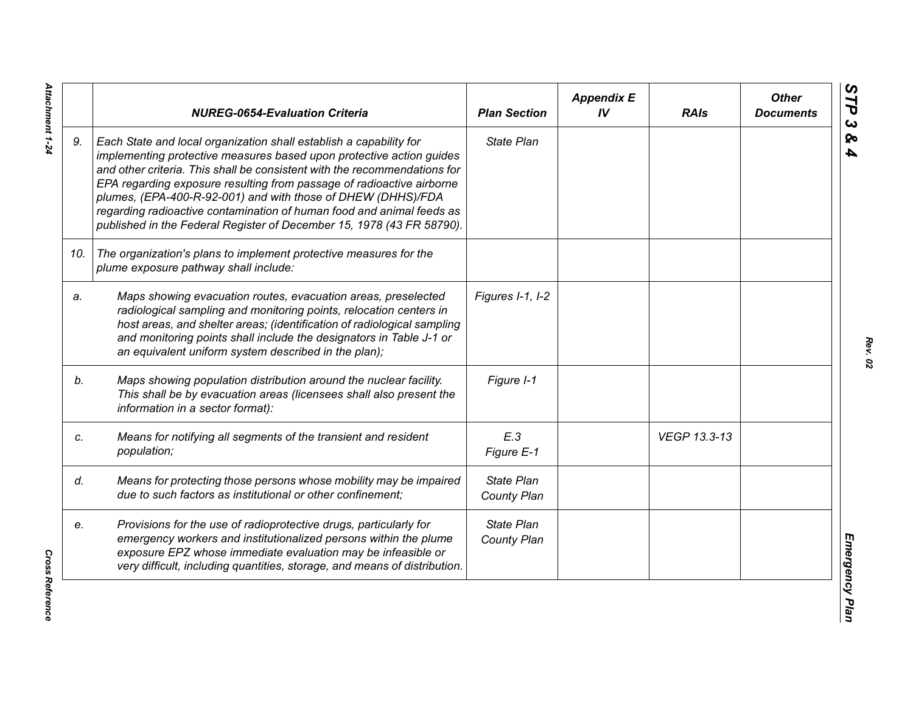| | NUREG-0654-Evaluation Criteria | Plan Section | Appendix E IV | RAIs | Other Documents |
|---|---|---|---|---|---|
| 9. | *Each State and local organization shall establish a capability for implementing protective measures based upon protective action guides and other criteria. This shall be consistent with the recommendations for EPA regarding exposure resulting from passage of radioactive airborne plumes, (EPA-400-R-92-001) and with those of DHEW (DHHS)/FDA regarding radioactive contamination of human food and animal feeds as published in the Federal Register of December 15, 1978 (43 FR 58790).* | *State Plan* | | | |
| 10. | *The organization's plans to implement protective measures for the plume exposure pathway shall include:* | | | | |
| a. | *Maps showing evacuation routes, evacuation areas, preselected radiological sampling and monitoring points, relocation centers in host areas, and shelter areas; (identification of radiological sampling and monitoring points shall include the designators in Table J-1 or an equivalent uniform system described in the plan);* | *Figures I-1, I-2* | | | |
| b. | *Maps showing population distribution around the nuclear facility. This shall be by evacuation areas (licensees shall also present the information in a sector format):* | *Figure I-1* | | | |
| c. | *Means for notifying all segments of the transient and resident population;* | *E.3 Figure E-1* | | *VEGP 13.3-13* | |
| d. | *Means for protecting those persons whose mobility may be impaired due to such factors as institutional or other confinement;* | *State Plan County Plan* | | | |
| e. | *Provisions for the use of radioprotective drugs, particularly for emergency workers and institutionalized persons within the plume exposure EPZ whose immediate evaluation may be infeasible or very difficult, including quantities, storage, and means of distribution.* | *State Plan County Plan* | | | |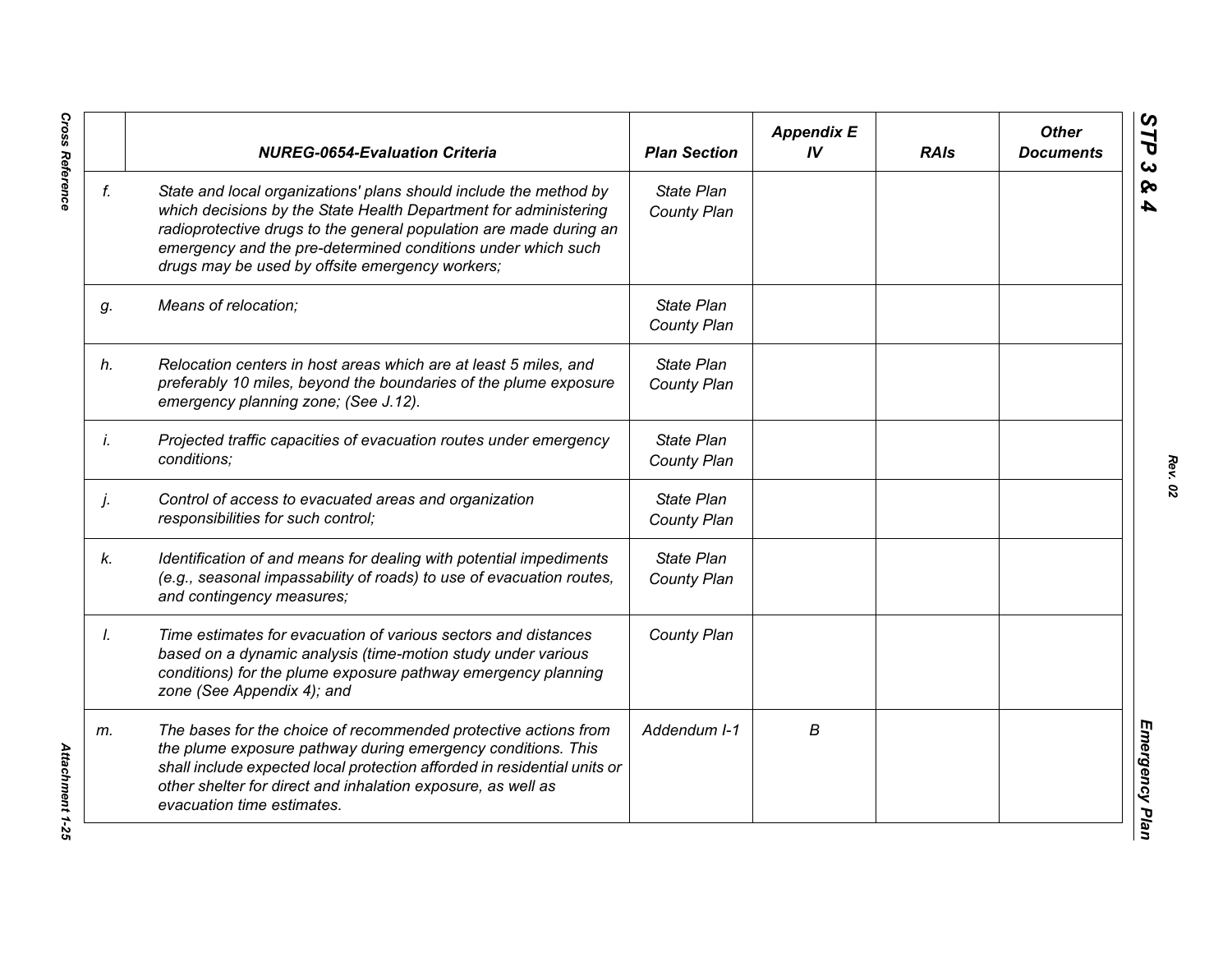| | NUREG-0654-Evaluation Criteria | Plan Section | Appendix E IV | RAIs | Other Documents |
|---|---|---|---|---|---|
| *f.* | *State and local organizations' plans should include the method by which decisions by the State Health Department for administering radioprotective drugs to the general population are made during an emergency and the pre-determined conditions under which such drugs may be used by offsite emergency workers;* | *State Plan County Plan* | | | |
| *g.* | *Means of relocation;* | *State Plan County Plan* | | | |
| *h.* | *Relocation centers in host areas which are at least 5 miles, and preferably 10 miles, beyond the boundaries of the plume exposure emergency planning zone; (See J.12).* | *State Plan County Plan* | | | |
| *i.* | *Projected traffic capacities of evacuation routes under emergency conditions;* | *State Plan County Plan* | | | |
| *j.* | *Control of access to evacuated areas and organization responsibilities for such control;* | *State Plan County Plan* | | | |
| *k.* | *Identification of and means for dealing with potential impediments (e.g., seasonal impassability of roads) to use of evacuation routes, and contingency measures;* | *State Plan County Plan* | | | |
| *l.* | *Time estimates for evacuation of various sectors and distances based on a dynamic analysis (time-motion study under various conditions) for the plume exposure pathway emergency planning zone (See Appendix 4); and* | *County Plan* | | | |
| *m.* | *The bases for the choice of recommended protective actions from the plume exposure pathway during emergency conditions. This shall include expected local protection afforded in residential units or other shelter for direct and inhalation exposure, as well as evacuation time estimates.* | *Addendum I-1* | *B* | | |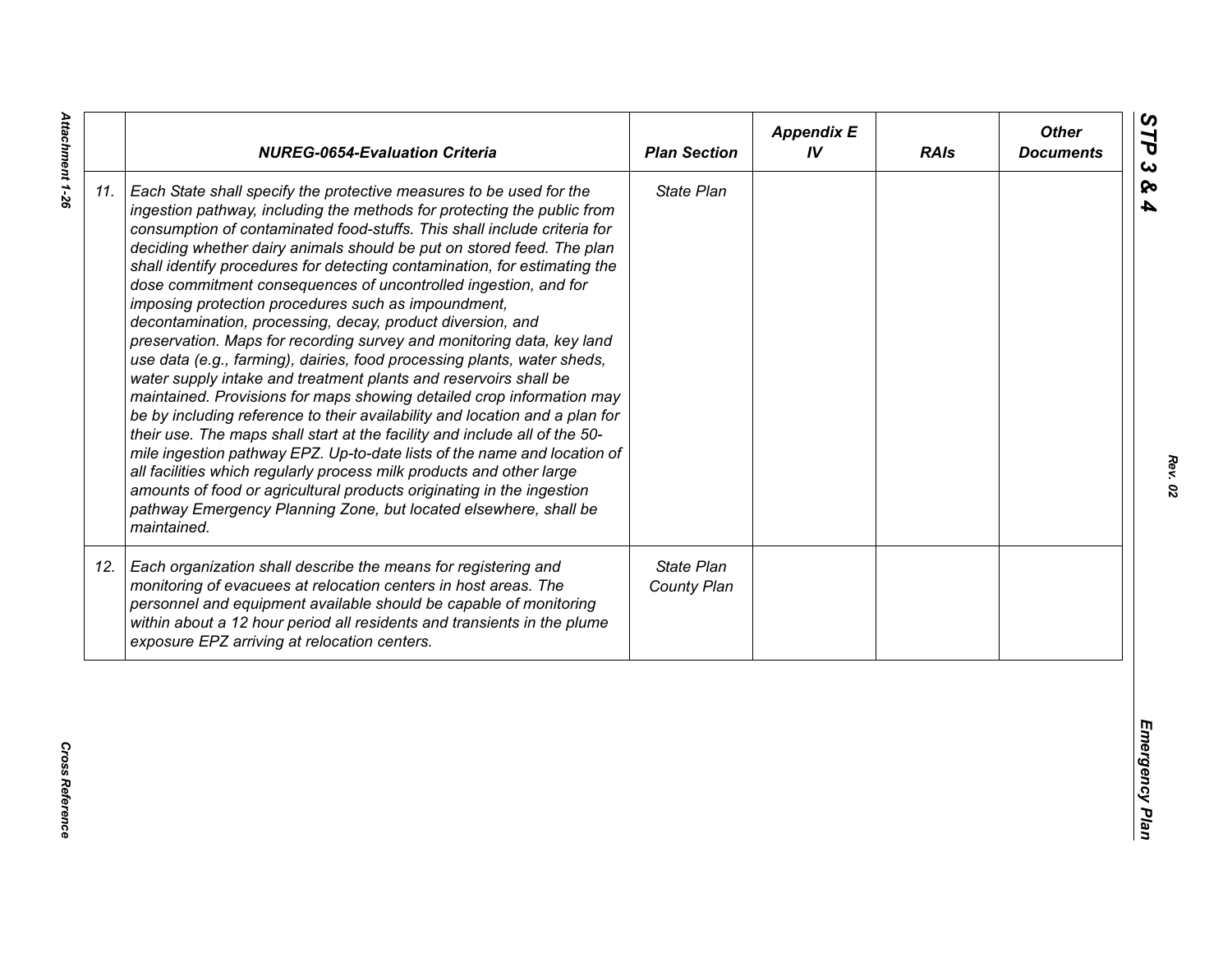|  | NUREG-0654-Evaluation Criteria | Plan Section | Appendix E IV | RAIs | Other Documents |
|---|---|---|---|---|---|
| 11. | *Each State shall specify the protective measures to be used for the ingestion pathway, including the methods for protecting the public from consumption of contaminated food-stuffs. This shall include criteria for deciding whether dairy animals should be put on stored feed. The plan shall identify procedures for detecting contamination, for estimating the dose commitment consequences of uncontrolled ingestion, and for imposing protection procedures such as impoundment, decontamination, processing, decay, product diversion, and preservation. Maps for recording survey and monitoring data, key land use data (e.g., farming), dairies, food processing plants, water sheds, water supply intake and treatment plants and reservoirs shall be maintained. Provisions for maps showing detailed crop information may be by including reference to their availability and location and a plan for their use. The maps shall start at the facility and include all of the 50-mile ingestion pathway EPZ. Up-to-date lists of the name and location of all facilities which regularly process milk products and other large amounts of food or agricultural products originating in the ingestion pathway Emergency Planning Zone, but located elsewhere, shall be maintained.* | *State Plan* |  |  |  |
| 12. | *Each organization shall describe the means for registering and monitoring of evacuees at relocation centers in host areas. The personnel and equipment available should be capable of monitoring within about a 12 hour period all residents and transients in the plume exposure EPZ arriving at relocation centers.* | *State Plan*<br>*County Plan* |  |  |  |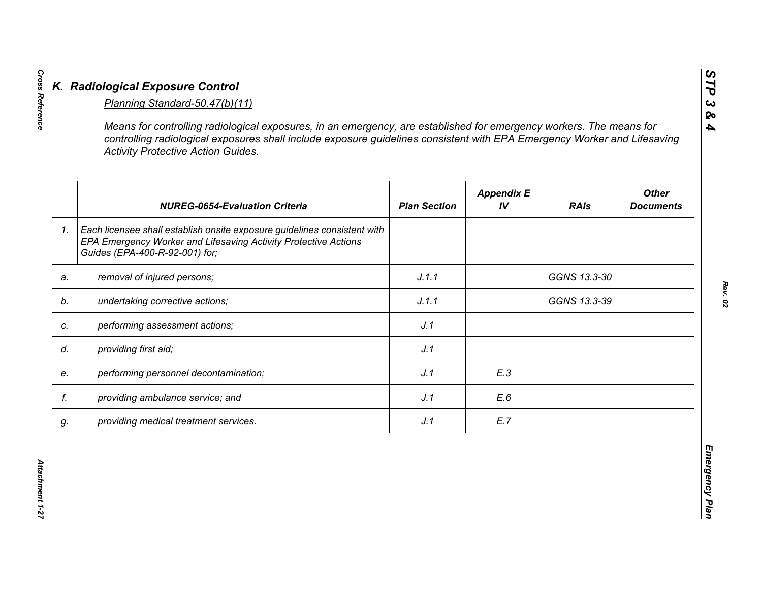## K. Radiological Exposure Control

*Planning Standard-50.47(b)(11)*

*Means for controlling radiological exposures, in an emergency, are established for emergency workers. The means for controlling radiological exposures shall include exposure guidelines consistent with EPA Emergency Worker and Lifesaving Activity Protective Action Guides.*

| | NUREG-0654-Evaluation Criteria | Plan Section | Appendix E IV | RAIs | Other Documents |
|---|---|---|---|---|---|
| 1. | *Each licensee shall establish onsite exposure guidelines consistent with EPA Emergency Worker and Lifesaving Activity Protective Actions Guides (EPA-400-R-92-001) for;* | | | | |
| a. | *removal of injured persons;* | J.1.1 | | GGNS 13.3-30 | |
| b. | *undertaking corrective actions;* | J.1.1 | | GGNS 13.3-39 | |
| c. | *performing assessment actions;* | J.1 | | | |
| d. | *providing first aid;* | J.1 | | | |
| e. | *performing personnel decontamination;* | J.1 | E.3 | | |
| f. | *providing ambulance service; and* | J.1 | E.6 | | |
| g. | *providing medical treatment services.* | J.1 | E.7 | | |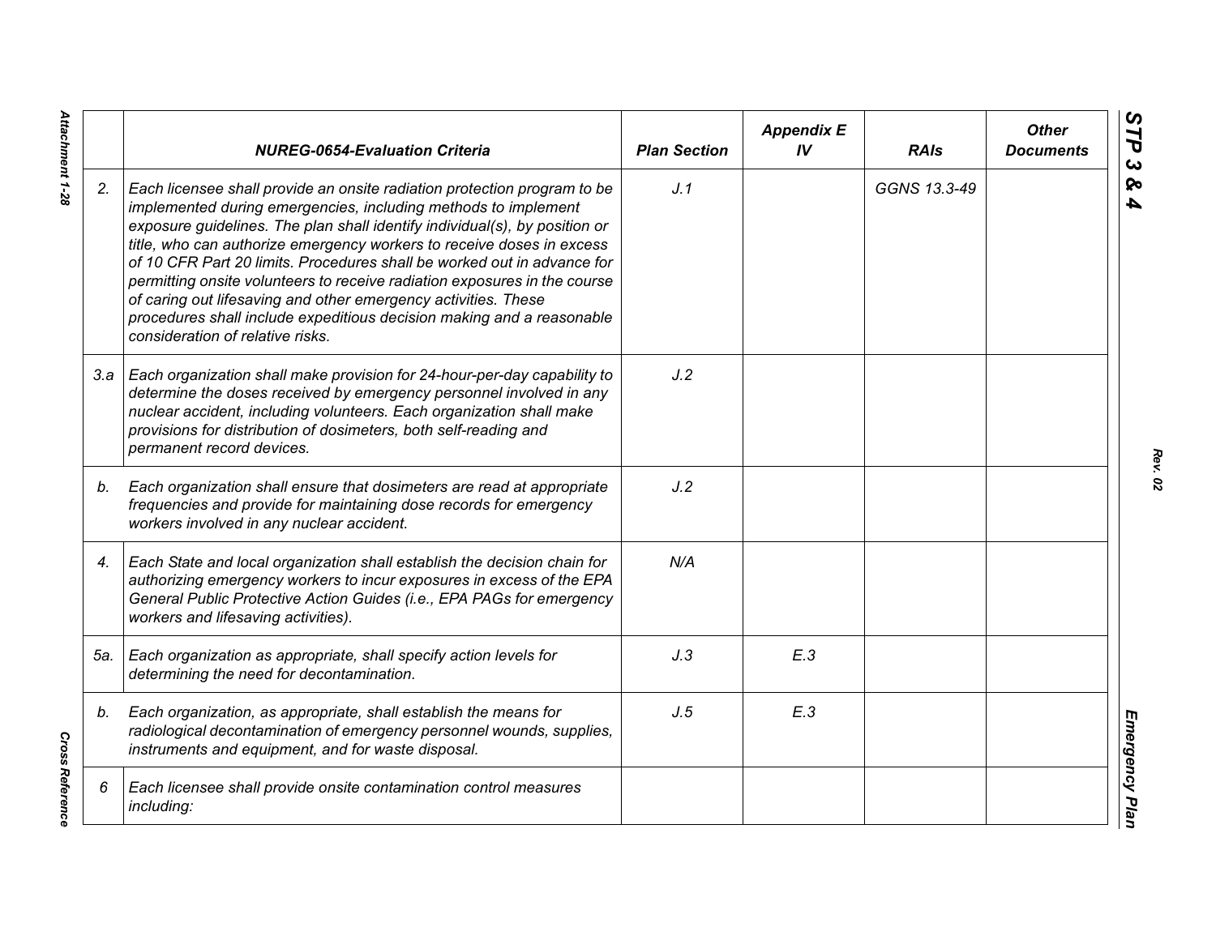| | NUREG-0654-Evaluation Criteria | Plan Section | Appendix E IV | RAIs | Other Documents |
|---|---|---|---|---|---|
| 2. | *Each licensee shall provide an onsite radiation protection program to be implemented during emergencies, including methods to implement exposure guidelines. The plan shall identify individual(s), by position or title, who can authorize emergency workers to receive doses in excess of 10 CFR Part 20 limits. Procedures shall be worked out in advance for permitting onsite volunteers to receive radiation exposures in the course of caring out lifesaving and other emergency activities. These procedures shall include expeditious decision making and a reasonable consideration of relative risks.* | J.1 | | GGNS 13.3-49 | |
| 3.a | *Each organization shall make provision for 24-hour-per-day capability to determine the doses received by emergency personnel involved in any nuclear accident, including volunteers. Each organization shall make provisions for distribution of dosimeters, both self-reading and permanent record devices.* | J.2 | | | |
| b. | *Each organization shall ensure that dosimeters are read at appropriate frequencies and provide for maintaining dose records for emergency workers involved in any nuclear accident.* | J.2 | | | |
| 4. | *Each State and local organization shall establish the decision chain for authorizing emergency workers to incur exposures in excess of the EPA General Public Protective Action Guides (i.e., EPA PAGs for emergency workers and lifesaving activities).* | N/A | | | |
| 5a. | *Each organization as appropriate, shall specify action levels for determining the need for decontamination.* | J.3 | E.3 | | |
| b. | *Each organization, as appropriate, shall establish the means for radiological decontamination of emergency personnel wounds, supplies, instruments and equipment, and for waste disposal.* | J.5 | E.3 | | |
| 6 | *Each licensee shall provide onsite contamination control measures including:* | | | | |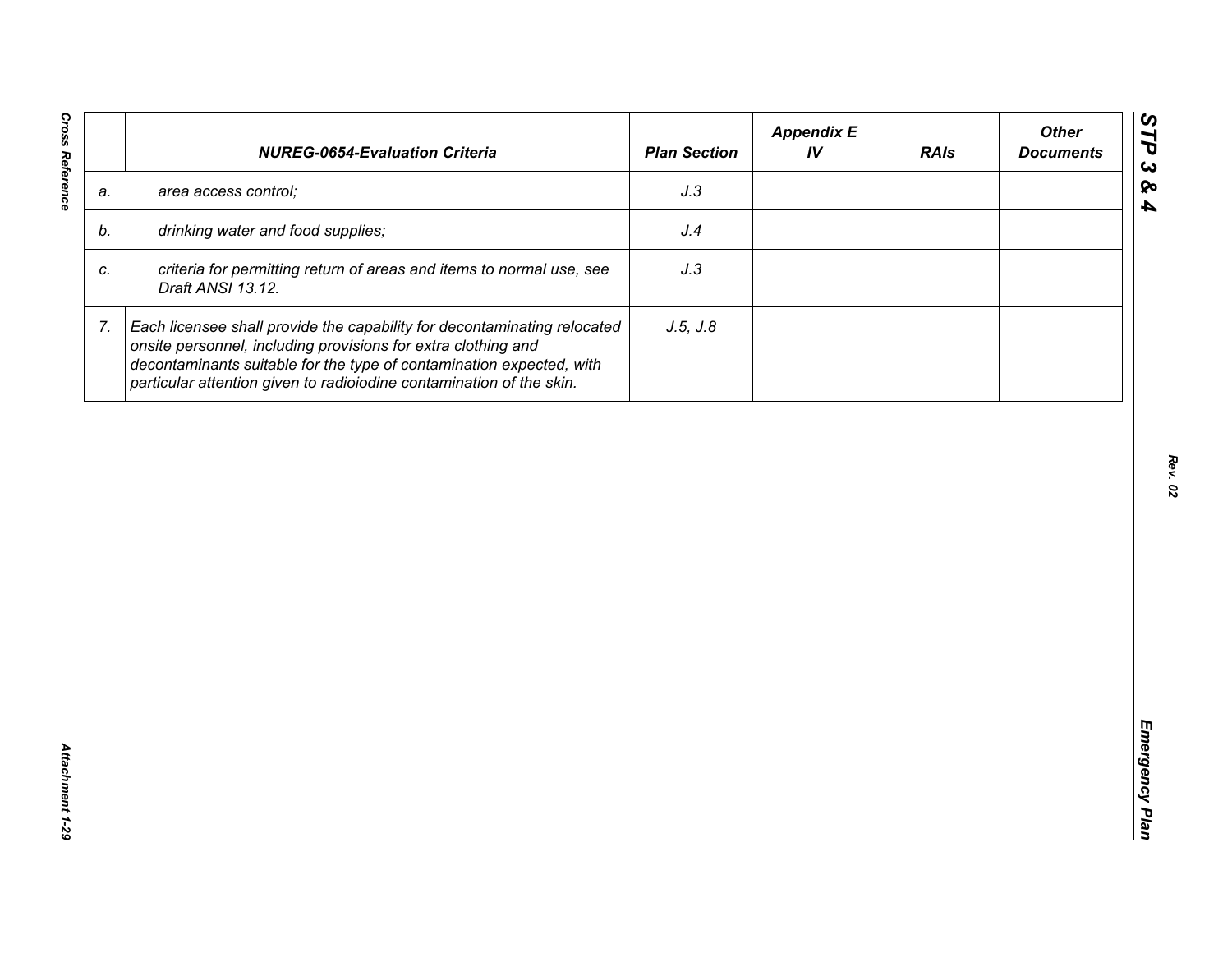| | NUREG-0654-Evaluation Criteria | Plan Section | Appendix E IV | RAIs | Other Documents |
|---|---|---|---|---|---|
| a. | *area access control;* | *J.3* | | | |
| b. | *drinking water and food supplies;* | *J.4* | | | |
| c. | *criteria for permitting return of areas and items to normal use, see Draft ANSI 13.12.* | *J.3* | | | |
| 7. | *Each licensee shall provide the capability for decontaminating relocated onsite personnel, including provisions for extra clothing and decontaminants suitable for the type of contamination expected, with particular attention given to radioiodine contamination of the skin.* | *J.5, J.8* | | | |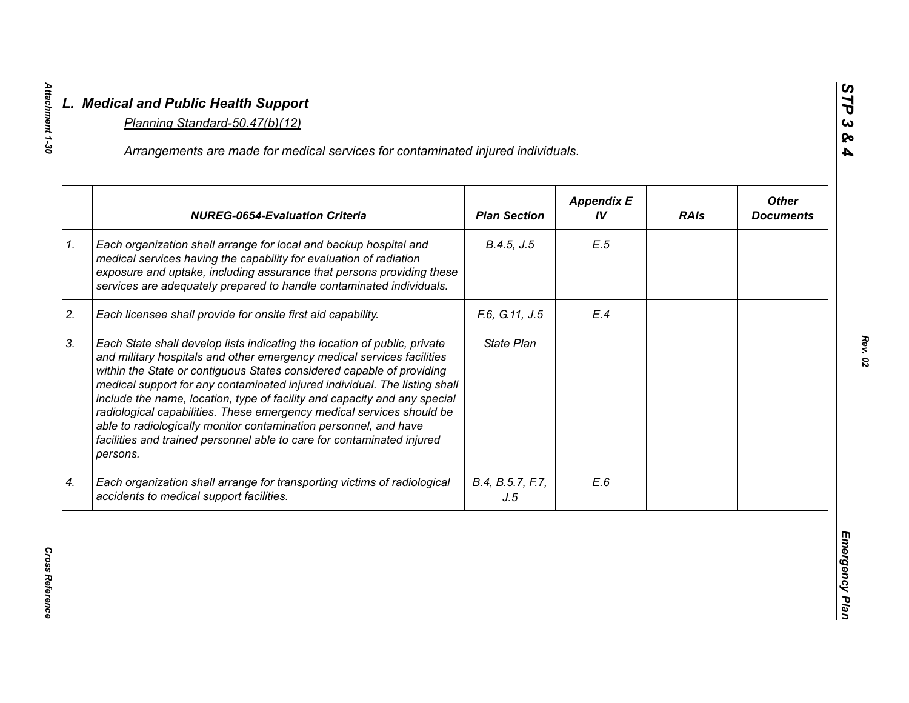## L. Medical and Public Health Support

Planning Standard-50.47(b)(12)

*Arrangements are made for medical services for contaminated injured individuals.*

| | NUREG-0654-Evaluation Criteria | Plan Section | Appendix E IV | RAIs | Other Documents |
|---|---|---|---|---|---|
| 1. | *Each organization shall arrange for local and backup hospital and medical services having the capability for evaluation of radiation exposure and uptake, including assurance that persons providing these services are adequately prepared to handle contaminated individuals.* | B.4.5, J.5 | E.5 | | |
| 2. | *Each licensee shall provide for onsite first aid capability.* | F.6, G.11, J.5 | E.4 | | |
| 3. | *Each State shall develop lists indicating the location of public, private and military hospitals and other emergency medical services facilities within the State or contiguous States considered capable of providing medical support for any contaminated injured individual. The listing shall include the name, location, type of facility and capacity and any special radiological capabilities. These emergency medical services should be able to radiologically monitor contamination personnel, and have facilities and trained personnel able to care for contaminated injured persons.* | State Plan | | | |
| 4. | *Each organization shall arrange for transporting victims of radiological accidents to medical support facilities.* | B.4, B.5.7, F.7, J.5 | E.6 | | |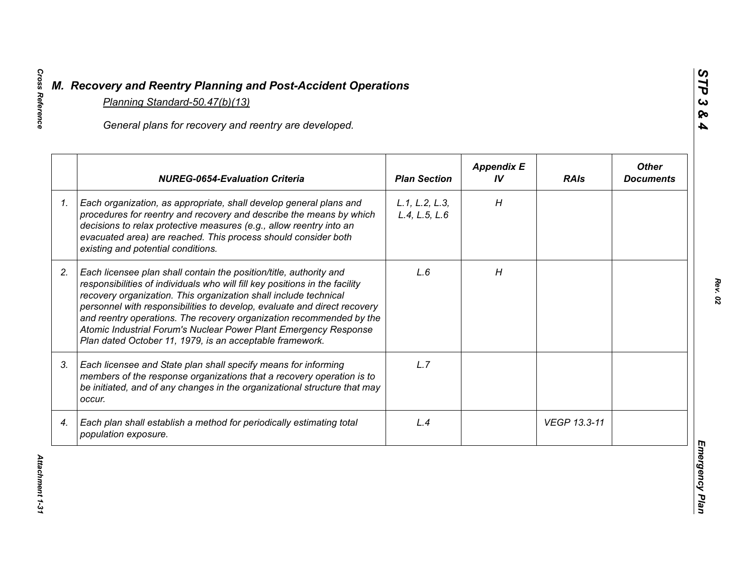## M. Recovery and Reentry Planning and Post-Accident Operations

Planning Standard-50.47(b)(13)

*General plans for recovery and reentry are developed.*

| | NUREG-0654-Evaluation Criteria | Plan Section | Appendix E IV | RAIs | Other Documents |
|---|---|---|---|---|---|
| 1. | *Each organization, as appropriate, shall develop general plans and procedures for reentry and recovery and describe the means by which decisions to relax protective measures (e.g., allow reentry into an evacuated area) are reached. This process should consider both existing and potential conditions.* | L.1, L.2, L.3, L.4, L.5, L.6 | H | | |
| 2. | *Each licensee plan shall contain the position/title, authority and responsibilities of individuals who will fill key positions in the facility recovery organization. This organization shall include technical personnel with responsibilities to develop, evaluate and direct recovery and reentry operations. The recovery organization recommended by the Atomic Industrial Forum's Nuclear Power Plant Emergency Response Plan dated October 11, 1979, is an acceptable framework.* | L.6 | H | | |
| 3. | *Each licensee and State plan shall specify means for informing members of the response organizations that a recovery operation is to be initiated, and of any changes in the organizational structure that may occur.* | L.7 | | | |
| 4. | *Each plan shall establish a method for periodically estimating total population exposure.* | L.4 | | VEGP 13.3-11 | |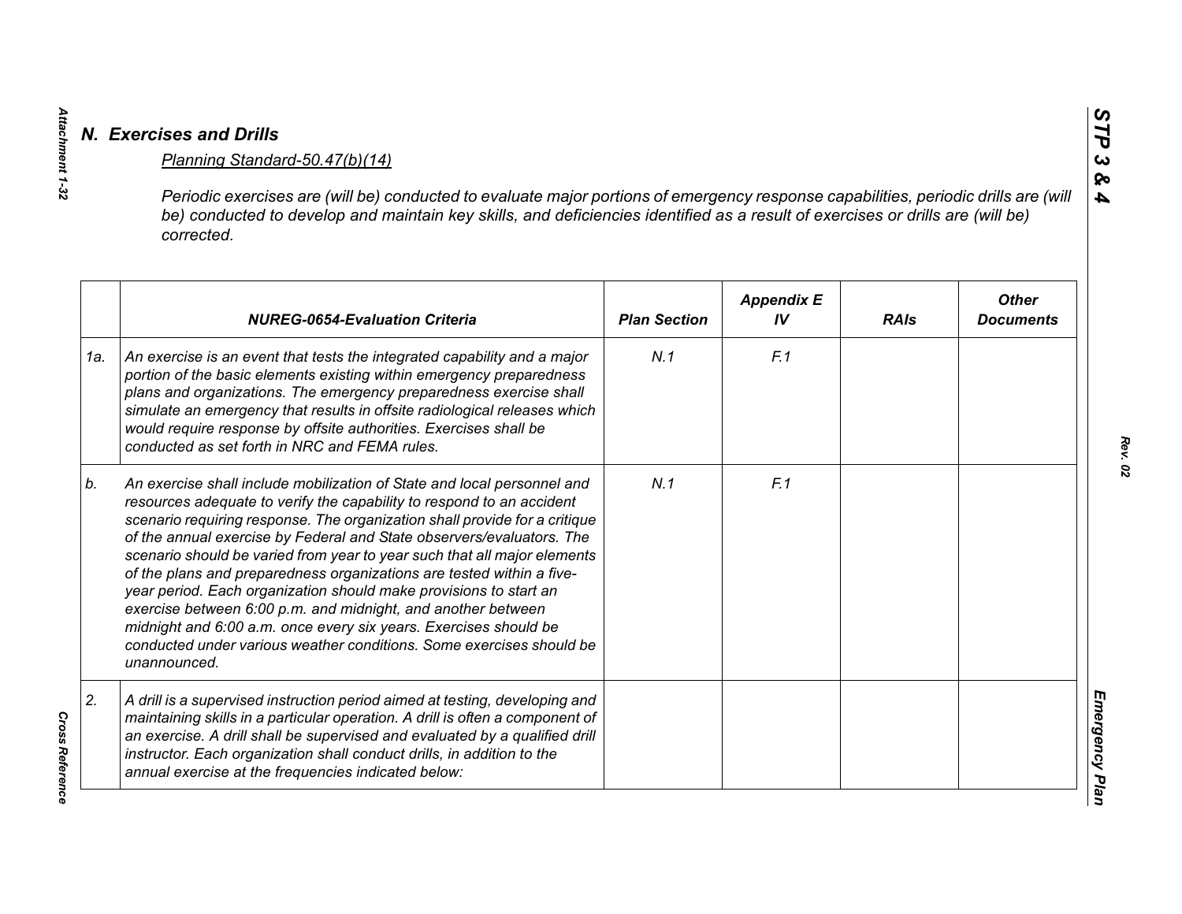## N. Exercises and Drills

Planning Standard-50.47(b)(14)

*Periodic exercises are (will be) conducted to evaluate major portions of emergency response capabilities, periodic drills are (will be) conducted to develop and maintain key skills, and deficiencies identified as a result of exercises or drills are (will be) corrected.*

| | NUREG-0654-Evaluation Criteria | Plan Section | Appendix E IV | RAIs | Other Documents |
|---|---|---|---|---|---|
| 1a. | An exercise is an event that tests the integrated capability and a major portion of the basic elements existing within emergency preparedness plans and organizations. The emergency preparedness exercise shall simulate an emergency that results in offsite radiological releases which would require response by offsite authorities. Exercises shall be conducted as set forth in NRC and FEMA rules. | N.1 | F.1 | | |
| b. | An exercise shall include mobilization of State and local personnel and resources adequate to verify the capability to respond to an accident scenario requiring response. The organization shall provide for a critique of the annual exercise by Federal and State observers/evaluators. The scenario should be varied from year to year such that all major elements of the plans and preparedness organizations are tested within a five-year period. Each organization should make provisions to start an exercise between 6:00 p.m. and midnight, and another between midnight and 6:00 a.m. once every six years. Exercises should be conducted under various weather conditions. Some exercises should be unannounced. | N.1 | F.1 | | |
| 2. | A drill is a supervised instruction period aimed at testing, developing and maintaining skills in a particular operation. A drill is often a component of an exercise. A drill shall be supervised and evaluated by a qualified drill instructor. Each organization shall conduct drills, in addition to the annual exercise at the frequencies indicated below: | | | | |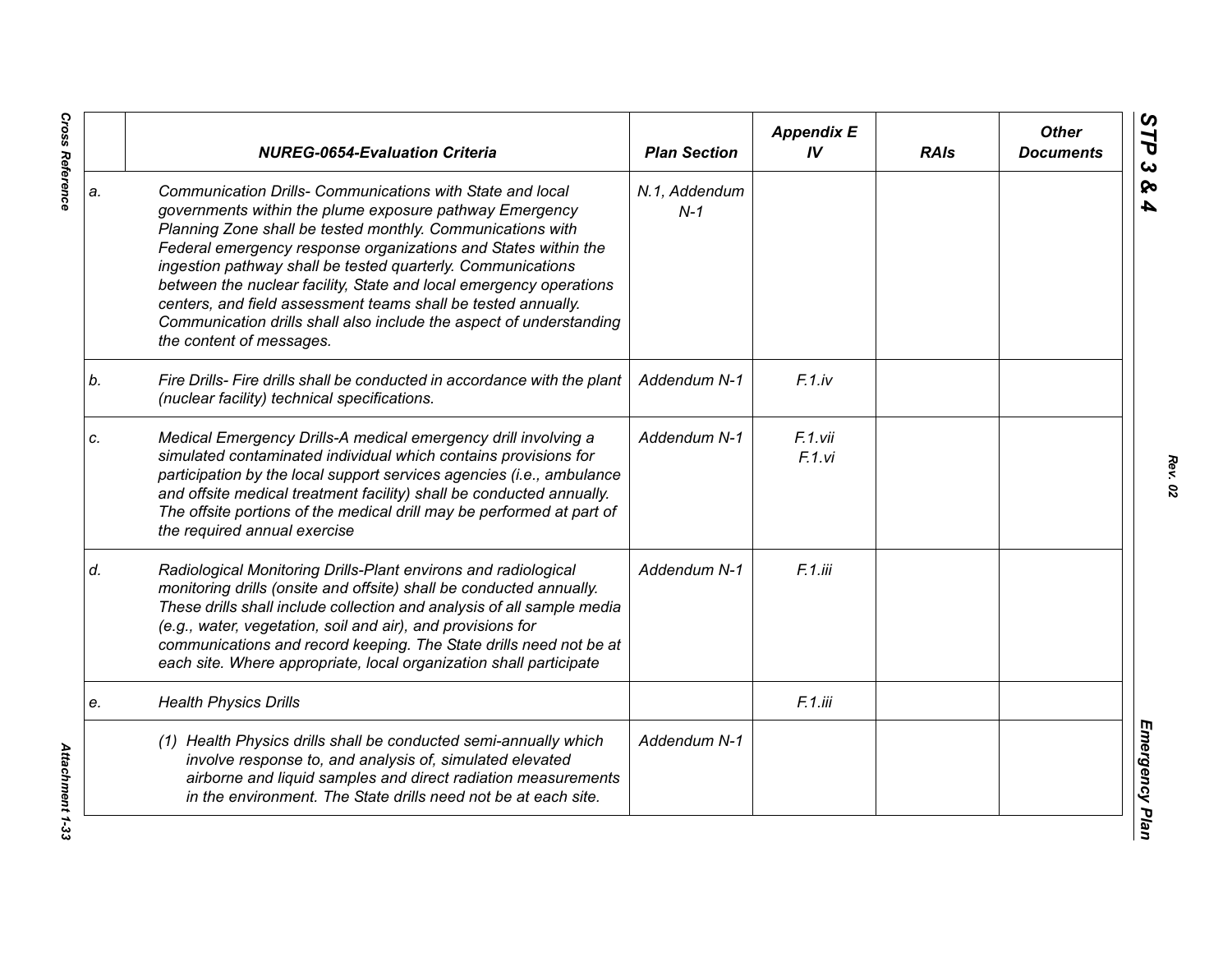| | NUREG-0654-Evaluation Criteria | Plan Section | Appendix E IV | RAIs | Other Documents |
|---|---|---|---|---|---|
| a. | *Communication Drills- Communications with State and local governments within the plume exposure pathway Emergency Planning Zone shall be tested monthly. Communications with Federal emergency response organizations and States within the ingestion pathway shall be tested quarterly. Communications between the nuclear facility, State and local emergency operations centers, and field assessment teams shall be tested annually. Communication drills shall also include the aspect of understanding the content of messages.* | *N.1, Addendum N-1* | | | |
| b. | *Fire Drills- Fire drills shall be conducted in accordance with the plant (nuclear facility) technical specifications.* | *Addendum N-1* | *F.1.iv* | | |
| c. | *Medical Emergency Drills-A medical emergency drill involving a simulated contaminated individual which contains provisions for participation by the local support services agencies (i.e., ambulance and offsite medical treatment facility) shall be conducted annually. The offsite portions of the medical drill may be performed at part of the required annual exercise* | *Addendum N-1* | *F.1.vii F.1.vi* | | |
| d. | *Radiological Monitoring Drills-Plant environs and radiological monitoring drills (onsite and offsite) shall be conducted annually. These drills shall include collection and analysis of all sample media (e.g., water, vegetation, soil and air), and provisions for communications and record keeping. The State drills need not be at each site. Where appropriate, local organization shall participate* | *Addendum N-1* | *F.1.iii* | | |
| e. | *Health Physics Drills* | | *F.1.iii* | | |
| | *(1) Health Physics drills shall be conducted semi-annually which involve response to, and analysis of, simulated elevated airborne and liquid samples and direct radiation measurements in the environment. The State drills need not be at each site.* | *Addendum N-1* | | | |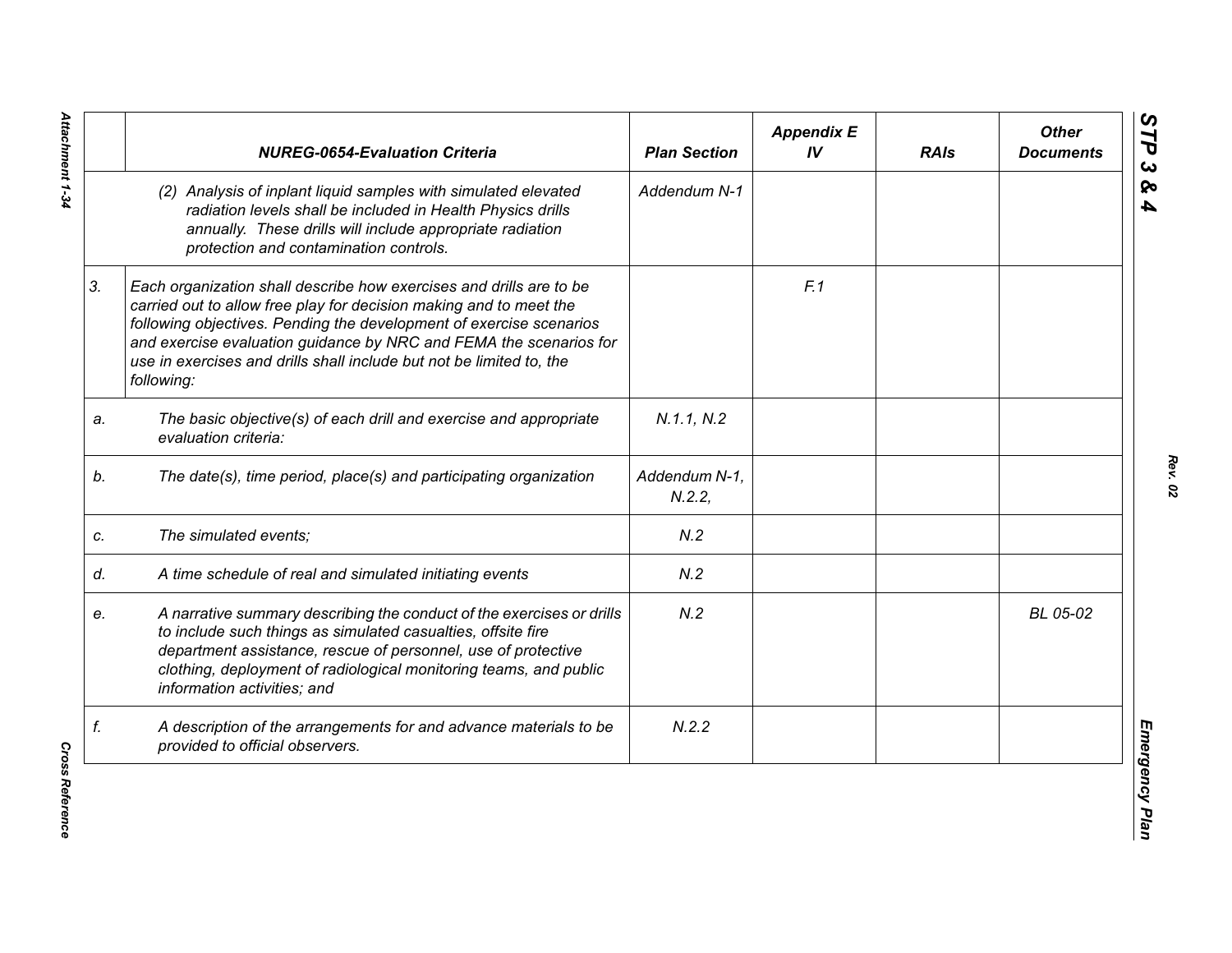| | NUREG-0654-Evaluation Criteria | Plan Section | Appendix E IV | RAIs | Other Documents |
|---|---|---|---|---|---|
| | *(2) Analysis of inplant liquid samples with simulated elevated radiation levels shall be included in Health Physics drills annually. These drills will include appropriate radiation protection and contamination controls.* | *Addendum N-1* | | | |
| *3.* | *Each organization shall describe how exercises and drills are to be carried out to allow free play for decision making and to meet the following objectives. Pending the development of exercise scenarios and exercise evaluation guidance by NRC and FEMA the scenarios for use in exercises and drills shall include but not be limited to, the following:* | | *F.1* | | |
| *a.* | *The basic objective(s) of each drill and exercise and appropriate evaluation criteria:* | *N.1.1, N.2* | | | |
| *b.* | *The date(s), time period, place(s) and participating organization* | *Addendum N-1, N.2.2,* | | | |
| *c.* | *The simulated events;* | *N.2* | | | |
| *d.* | *A time schedule of real and simulated initiating events* | *N.2* | | | |
| *e.* | *A narrative summary describing the conduct of the exercises or drills to include such things as simulated casualties, offsite fire department assistance, rescue of personnel, use of protective clothing, deployment of radiological monitoring teams, and public information activities; and* | *N.2* | | | *BL 05-02* |
| *f.* | *A description of the arrangements for and advance materials to be provided to official observers.* | *N.2.2* | | | |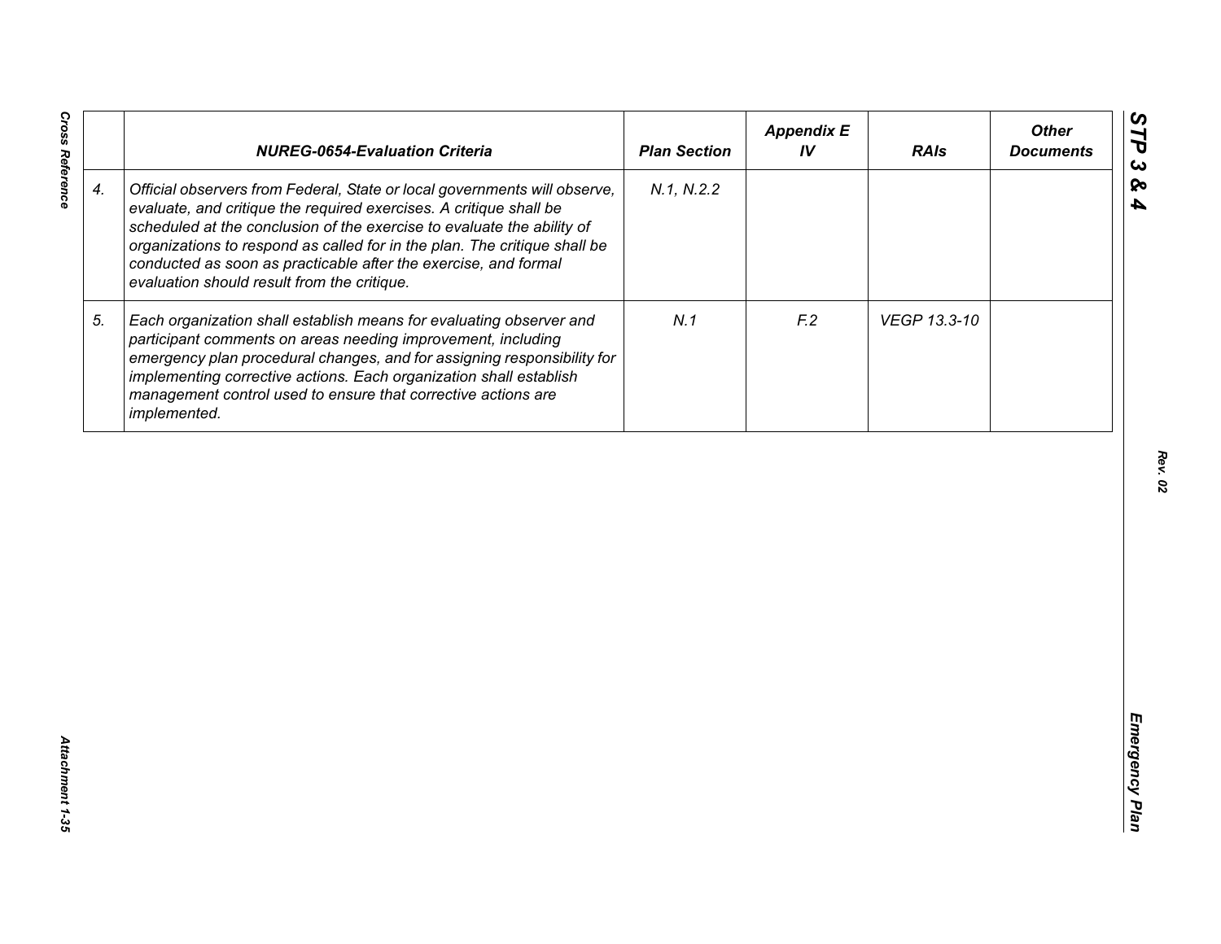| | NUREG-0654-Evaluation Criteria | Plan Section | Appendix E IV | RAIs | Other Documents |
|---|---|---|---|---|---|
| 4. | Official observers from Federal, State or local governments will observe, evaluate, and critique the required exercises. A critique shall be scheduled at the conclusion of the exercise to evaluate the ability of organizations to respond as called for in the plan. The critique shall be conducted as soon as practicable after the exercise, and formal evaluation should result from the critique. | N.1, N.2.2 | | | |
| 5. | Each organization shall establish means for evaluating observer and participant comments on areas needing improvement, including emergency plan procedural changes, and for assigning responsibility for implementing corrective actions. Each organization shall establish management control used to ensure that corrective actions are implemented. | N.1 | F.2 | VEGP 13.3-10 | |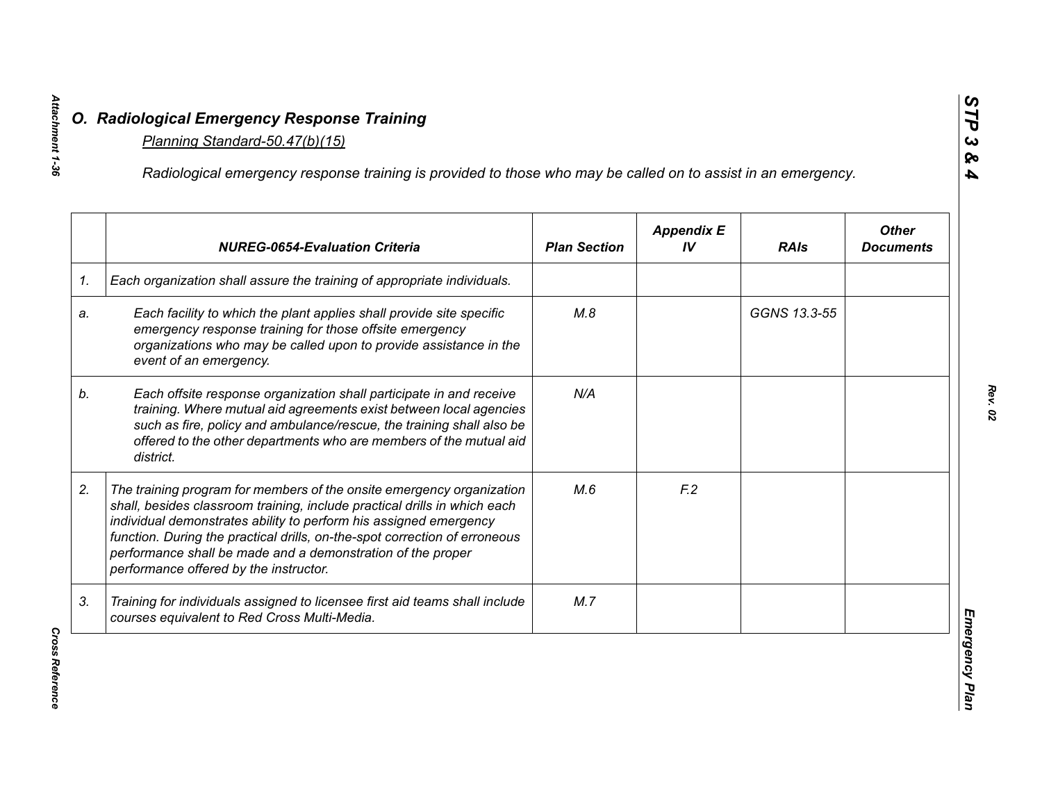## O. Radiological Emergency Response Training

Planning Standard-50.47(b)(15)

*Radiological emergency response training is provided to those who may be called on to assist in an emergency.*

| | NUREG-0654-Evaluation Criteria | Plan Section | Appendix E IV | RAIs | Other Documents |
|---|---|---|---|---|---|
| 1. | Each organization shall assure the training of appropriate individuals. | | | | |
| a. | Each facility to which the plant applies shall provide site specific emergency response training for those offsite emergency organizations who may be called upon to provide assistance in the event of an emergency. | M.8 | | GGNS 13.3-55 | |
| b. | Each offsite response organization shall participate in and receive training. Where mutual aid agreements exist between local agencies such as fire, policy and ambulance/rescue, the training shall also be offered to the other departments who are members of the mutual aid district. | N/A | | | |
| 2. | The training program for members of the onsite emergency organization shall, besides classroom training, include practical drills in which each individual demonstrates ability to perform his assigned emergency function. During the practical drills, on-the-spot correction of erroneous performance shall be made and a demonstration of the proper performance offered by the instructor. | M.6 | F.2 | | |
| 3. | Training for individuals assigned to licensee first aid teams shall include courses equivalent to Red Cross Multi-Media. | M.7 | | | |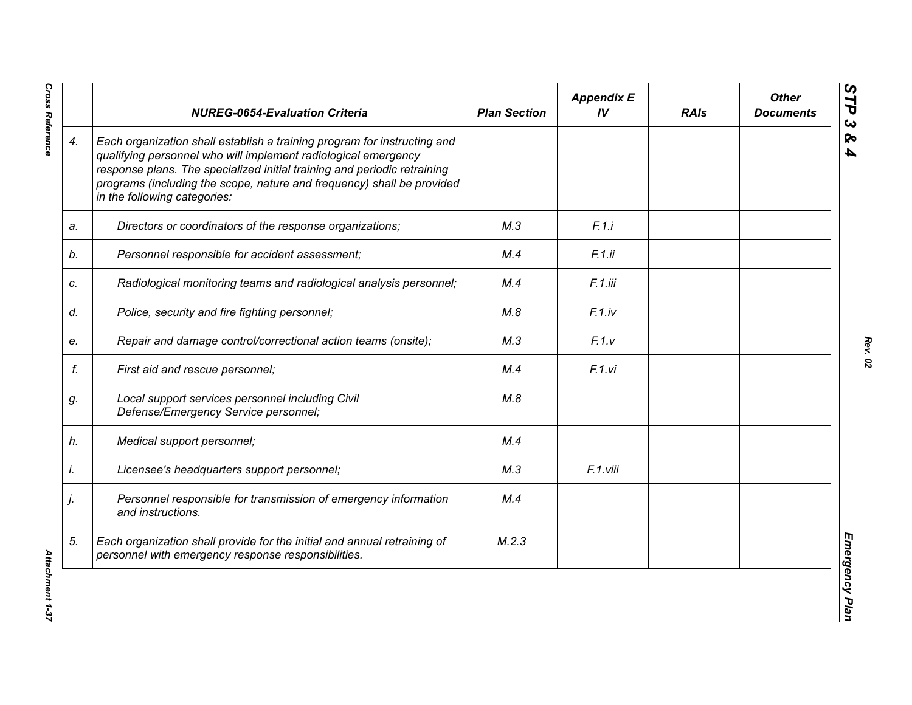| | NUREG-0654-Evaluation Criteria | Plan Section | Appendix E IV | RAIs | Other Documents |
|---|---|---|---|---|---|
| *4.* | *Each organization shall establish a training program for instructing and qualifying personnel who will implement radiological emergency response plans. The specialized initial training and periodic retraining programs (including the scope, nature and frequency) shall be provided in the following categories:* | | | | |
| *a.* | *Directors or coordinators of the response organizations;* | *M.3* | *F.1.i* | | |
| *b.* | *Personnel responsible for accident assessment;* | *M.4* | *F.1.ii* | | |
| *c.* | *Radiological monitoring teams and radiological analysis personnel;* | *M.4* | *F.1.iii* | | |
| *d.* | *Police, security and fire fighting personnel;* | *M.8* | *F.1.iv* | | |
| *e.* | *Repair and damage control/correctional action teams (onsite);* | *M.3* | *F.1.v* | | |
| *f.* | *First aid and rescue personnel;* | *M.4* | *F.1.vi* | | |
| *g.* | *Local support services personnel including Civil Defense/Emergency Service personnel;* | *M.8* | | | |
| *h.* | *Medical support personnel;* | *M.4* | | | |
| *i.* | *Licensee's headquarters support personnel;* | *M.3* | *F.1.viii* | | |
| *j.* | *Personnel responsible for transmission of emergency information and instructions.* | *M.4* | | | |
| *5.* | *Each organization shall provide for the initial and annual retraining of personnel with emergency response responsibilities.* | *M.2.3* | | | |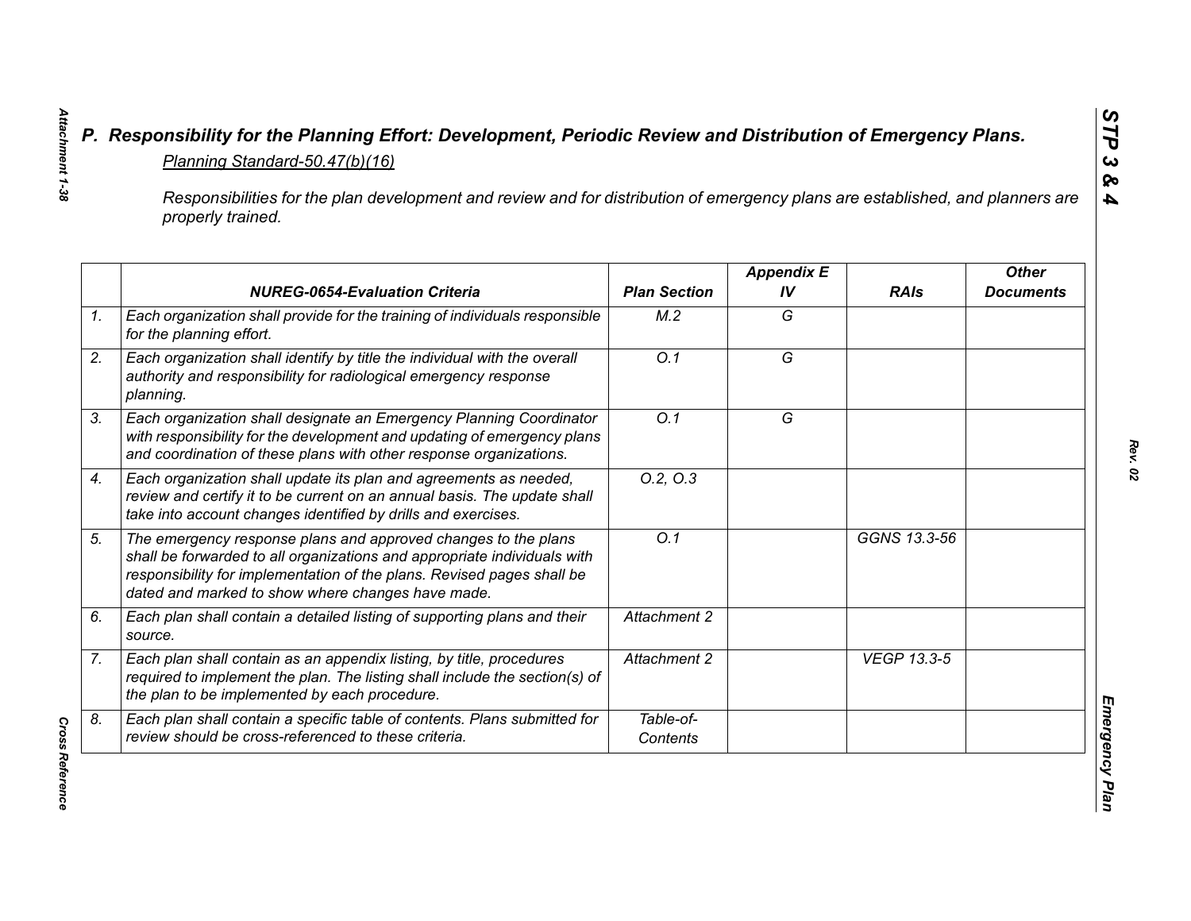## P. Responsibility for the Planning Effort: Development, Periodic Review and Distribution of Emergency Plans.

*Planning Standard-50.47(b)(16)*

*Responsibilities for the plan development and review and for distribution of emergency plans are established, and planners are properly trained.*

| | NUREG-0654-Evaluation Criteria | Plan Section | Appendix E IV | RAIs | Other Documents |
|---|---|---|---|---|---|
| 1. | Each organization shall provide for the training of individuals responsible for the planning effort. | M.2 | G | | |
| 2. | Each organization shall identify by title the individual with the overall authority and responsibility for radiological emergency response planning. | O.1 | G | | |
| 3. | Each organization shall designate an Emergency Planning Coordinator with responsibility for the development and updating of emergency plans and coordination of these plans with other response organizations. | O.1 | G | | |
| 4. | Each organization shall update its plan and agreements as needed, review and certify it to be current on an annual basis. The update shall take into account changes identified by drills and exercises. | O.2, O.3 | | | |
| 5. | The emergency response plans and approved changes to the plans shall be forwarded to all organizations and appropriate individuals with responsibility for implementation of the plans. Revised pages shall be dated and marked to show where changes have made. | O.1 | | GGNS 13.3-56 | |
| 6. | Each plan shall contain a detailed listing of supporting plans and their source. | Attachment 2 | | | |
| 7. | Each plan shall contain as an appendix listing, by title, procedures required to implement the plan. The listing shall include the section(s) of the plan to be implemented by each procedure. | Attachment 2 | | VEGP 13.3-5 | |
| 8. | Each plan shall contain a specific table of contents. Plans submitted for review should be cross-referenced to these criteria. | Table-of-Contents | | | |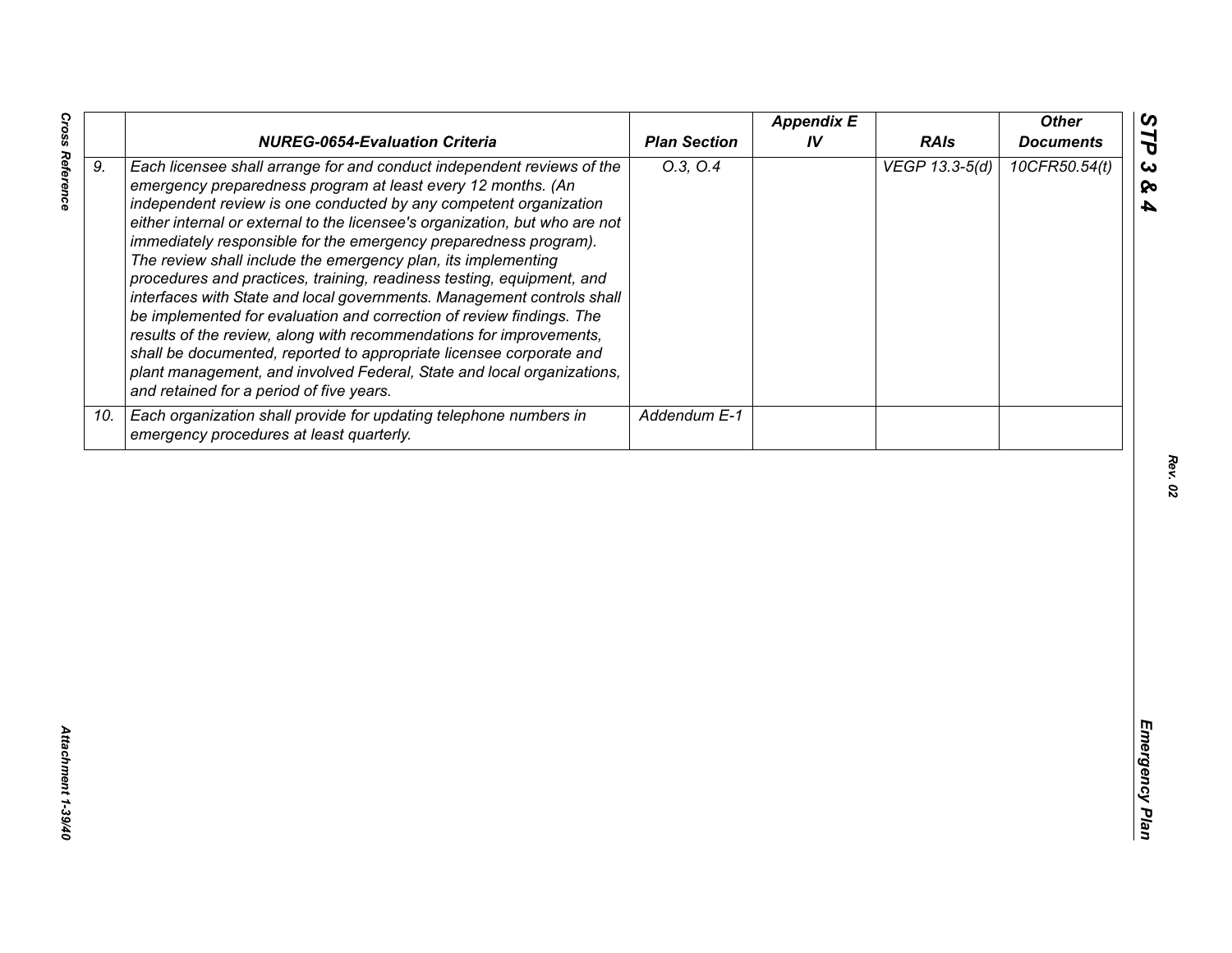| | NUREG-0654-Evaluation Criteria | Plan Section | Appendix E IV | RAIs | Other Documents |
|---|---|---|---|---|---|
| 9. | *Each licensee shall arrange for and conduct independent reviews of the emergency preparedness program at least every 12 months. (An independent review is one conducted by any competent organization either internal or external to the licensee's organization, but who are not immediately responsible for the emergency preparedness program). The review shall include the emergency plan, its implementing procedures and practices, training, readiness testing, equipment, and interfaces with State and local governments. Management controls shall be implemented for evaluation and correction of review findings. The results of the review, along with recommendations for improvements, shall be documented, reported to appropriate licensee corporate and plant management, and involved Federal, State and local organizations, and retained for a period of five years.* | O.3, O.4 | | VEGP 13.3-5(d) | 10CFR50.54(t) |
| 10. | *Each organization shall provide for updating telephone numbers in emergency procedures at least quarterly.* | Addendum E-1 | | | |